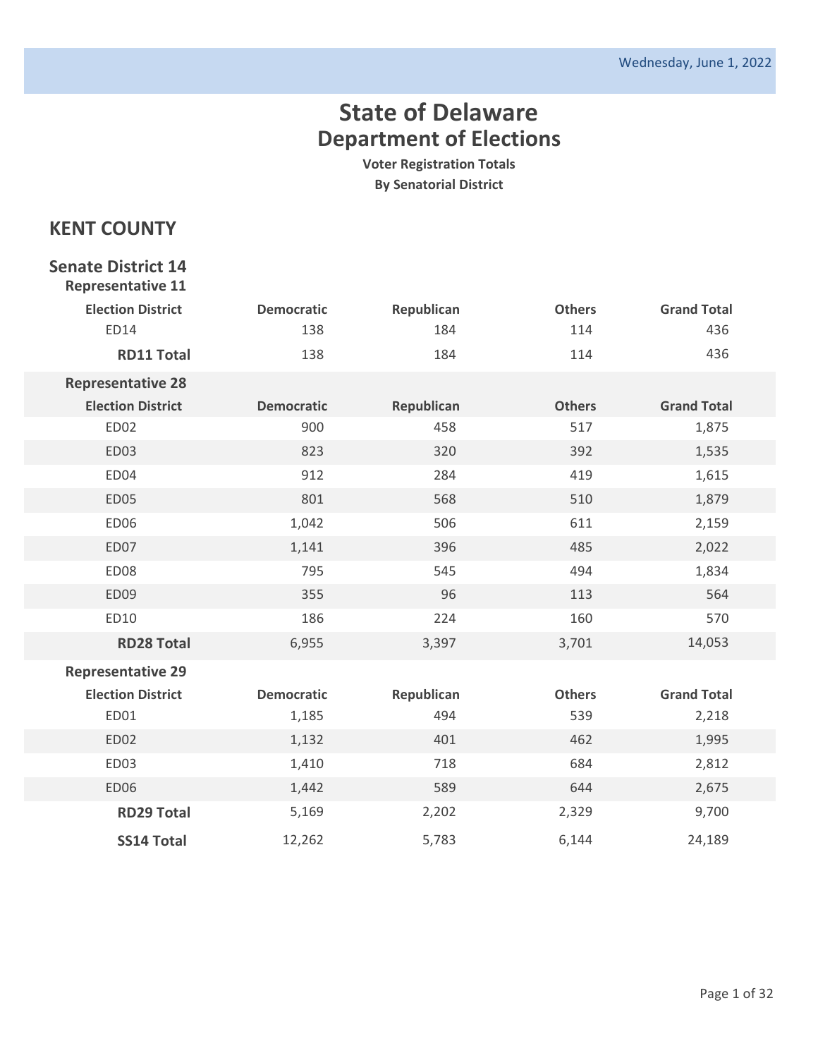Wednesday, June 1, 2022

# State of Delaware
# Department of Elections

**Voter Registration Totals**

**By Senatorial District**

## KENT COUNTY

### Senate District 14

#### Representative 11

| Election District | Democratic | Republican | Others | Grand Total |
|---|---|---|---|---|
| ED14 | 138 | 184 | 114 | 436 |
| **RD11 Total** | 138 | 184 | 114 | 436 |

#### Representative 28

| Election District | Democratic | Republican | Others | Grand Total |
|---|---|---|---|---|
| ED02 | 900 | 458 | 517 | 1,875 |
| ED03 | 823 | 320 | 392 | 1,535 |
| ED04 | 912 | 284 | 419 | 1,615 |
| ED05 | 801 | 568 | 510 | 1,879 |
| ED06 | 1,042 | 506 | 611 | 2,159 |
| ED07 | 1,141 | 396 | 485 | 2,022 |
| ED08 | 795 | 545 | 494 | 1,834 |
| ED09 | 355 | 96 | 113 | 564 |
| ED10 | 186 | 224 | 160 | 570 |
| **RD28 Total** | 6,955 | 3,397 | 3,701 | 14,053 |

#### Representative 29

| Election District | Democratic | Republican | Others | Grand Total |
|---|---|---|---|---|
| ED01 | 1,185 | 494 | 539 | 2,218 |
| ED02 | 1,132 | 401 | 462 | 1,995 |
| ED03 | 1,410 | 718 | 684 | 2,812 |
| ED06 | 1,442 | 589 | 644 | 2,675 |
| **RD29 Total** | 5,169 | 2,202 | 2,329 | 9,700 |
| **SS14 Total** | 12,262 | 5,783 | 6,144 | 24,189 |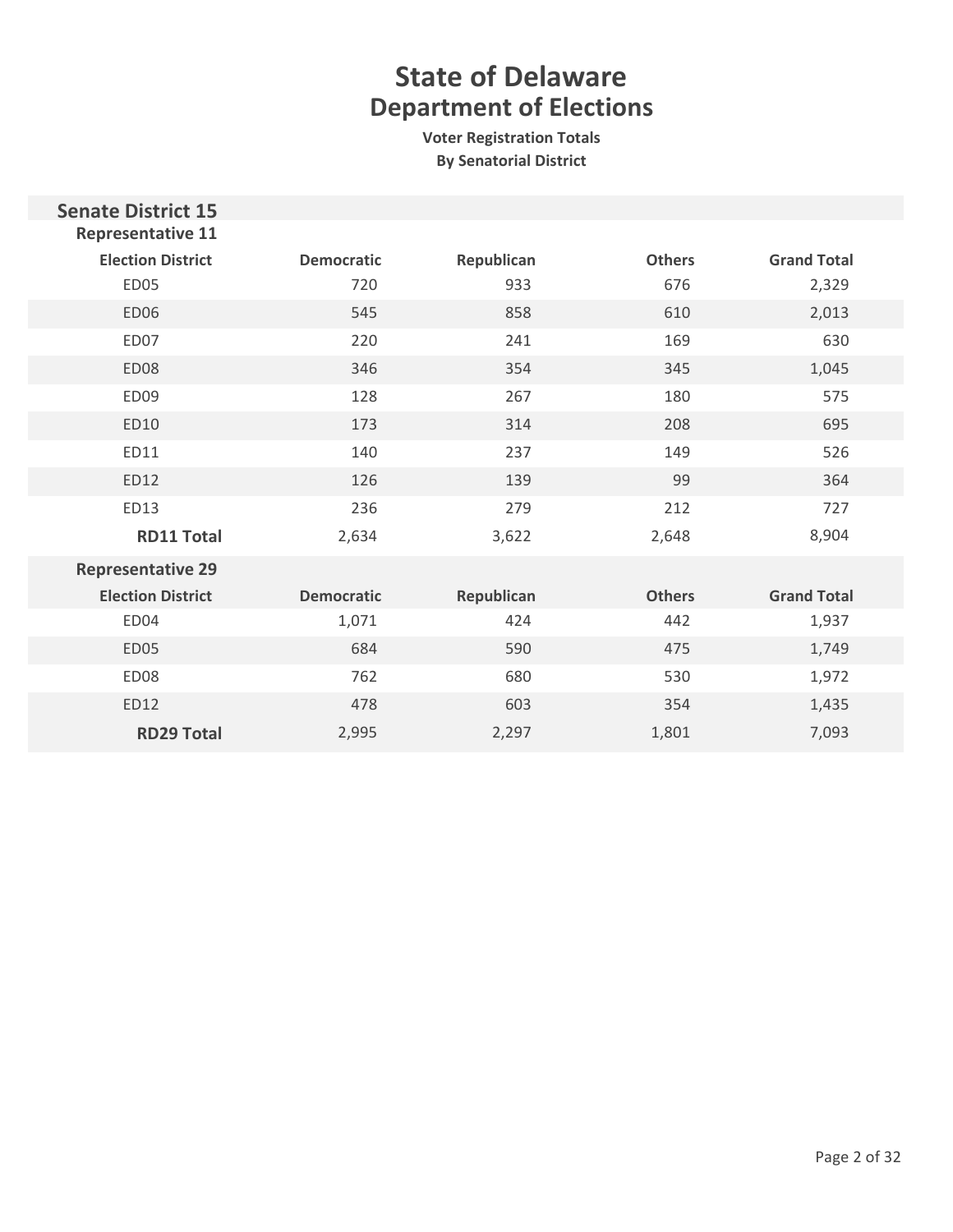# State of Delaware
## Department of Elections
### Voter Registration Totals
### By Senatorial District

## Senate District 15

### Representative 11

| Election District | Democratic | Republican | Others | Grand Total |
|---|---|---|---|---|
| ED05 | 720 | 933 | 676 | 2,329 |
| ED06 | 545 | 858 | 610 | 2,013 |
| ED07 | 220 | 241 | 169 | 630 |
| ED08 | 346 | 354 | 345 | 1,045 |
| ED09 | 128 | 267 | 180 | 575 |
| ED10 | 173 | 314 | 208 | 695 |
| ED11 | 140 | 237 | 149 | 526 |
| ED12 | 126 | 139 | 99 | 364 |
| ED13 | 236 | 279 | 212 | 727 |
| **RD11 Total** | 2,634 | 3,622 | 2,648 | 8,904 |

### Representative 29

| Election District | Democratic | Republican | Others | Grand Total |
|---|---|---|---|---|
| ED04 | 1,071 | 424 | 442 | 1,937 |
| ED05 | 684 | 590 | 475 | 1,749 |
| ED08 | 762 | 680 | 530 | 1,972 |
| ED12 | 478 | 603 | 354 | 1,435 |
| **RD29 Total** | 2,995 | 2,297 | 1,801 | 7,093 |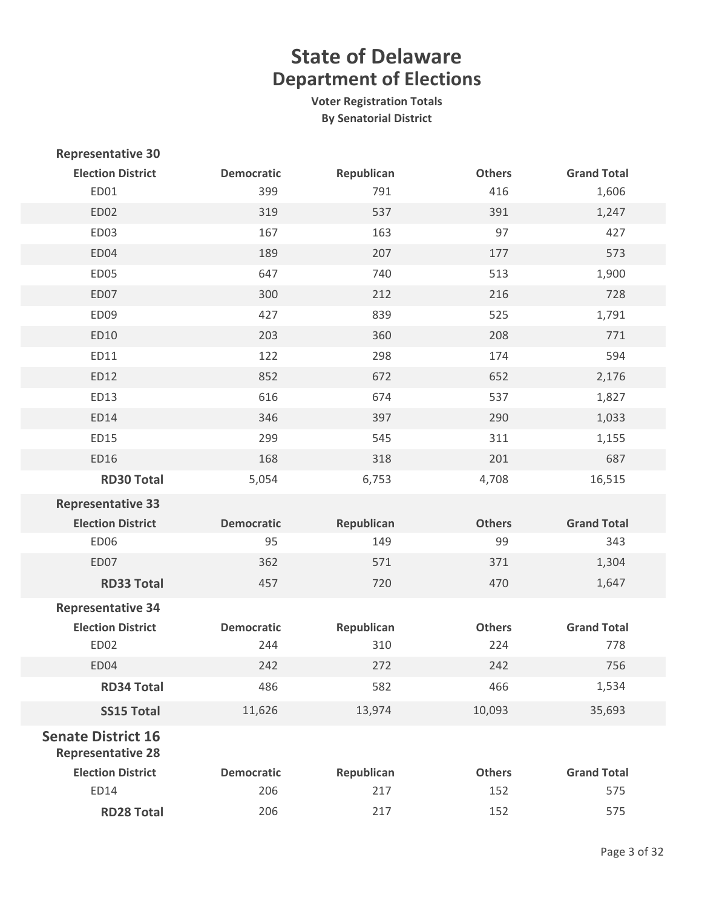# State of Delaware
## Department of Elections
### Voter Registration Totals
### By Senatorial District

**Representative 30**

| Election District | Democratic | Republican | Others | Grand Total |
|---|---|---|---|---|
| ED01 | 399 | 791 | 416 | 1,606 |
| ED02 | 319 | 537 | 391 | 1,247 |
| ED03 | 167 | 163 | 97 | 427 |
| ED04 | 189 | 207 | 177 | 573 |
| ED05 | 647 | 740 | 513 | 1,900 |
| ED07 | 300 | 212 | 216 | 728 |
| ED09 | 427 | 839 | 525 | 1,791 |
| ED10 | 203 | 360 | 208 | 771 |
| ED11 | 122 | 298 | 174 | 594 |
| ED12 | 852 | 672 | 652 | 2,176 |
| ED13 | 616 | 674 | 537 | 1,827 |
| ED14 | 346 | 397 | 290 | 1,033 |
| ED15 | 299 | 545 | 311 | 1,155 |
| ED16 | 168 | 318 | 201 | 687 |
| **RD30 Total** | 5,054 | 6,753 | 4,708 | 16,515 |

**Representative 33**

| Election District | Democratic | Republican | Others | Grand Total |
|---|---|---|---|---|
| ED06 | 95 | 149 | 99 | 343 |
| ED07 | 362 | 571 | 371 | 1,304 |
| **RD33 Total** | 457 | 720 | 470 | 1,647 |

**Representative 34**

| Election District | Democratic | Republican | Others | Grand Total |
|---|---|---|---|---|
| ED02 | 244 | 310 | 224 | 778 |
| ED04 | 242 | 272 | 242 | 756 |
| **RD34 Total** | 486 | 582 | 466 | 1,534 |
| **SS15 Total** | 11,626 | 13,974 | 10,093 | 35,693 |

## Senate District 16

**Representative 28**

| Election District | Democratic | Republican | Others | Grand Total |
|---|---|---|---|---|
| ED14 | 206 | 217 | 152 | 575 |
| **RD28 Total** | 206 | 217 | 152 | 575 |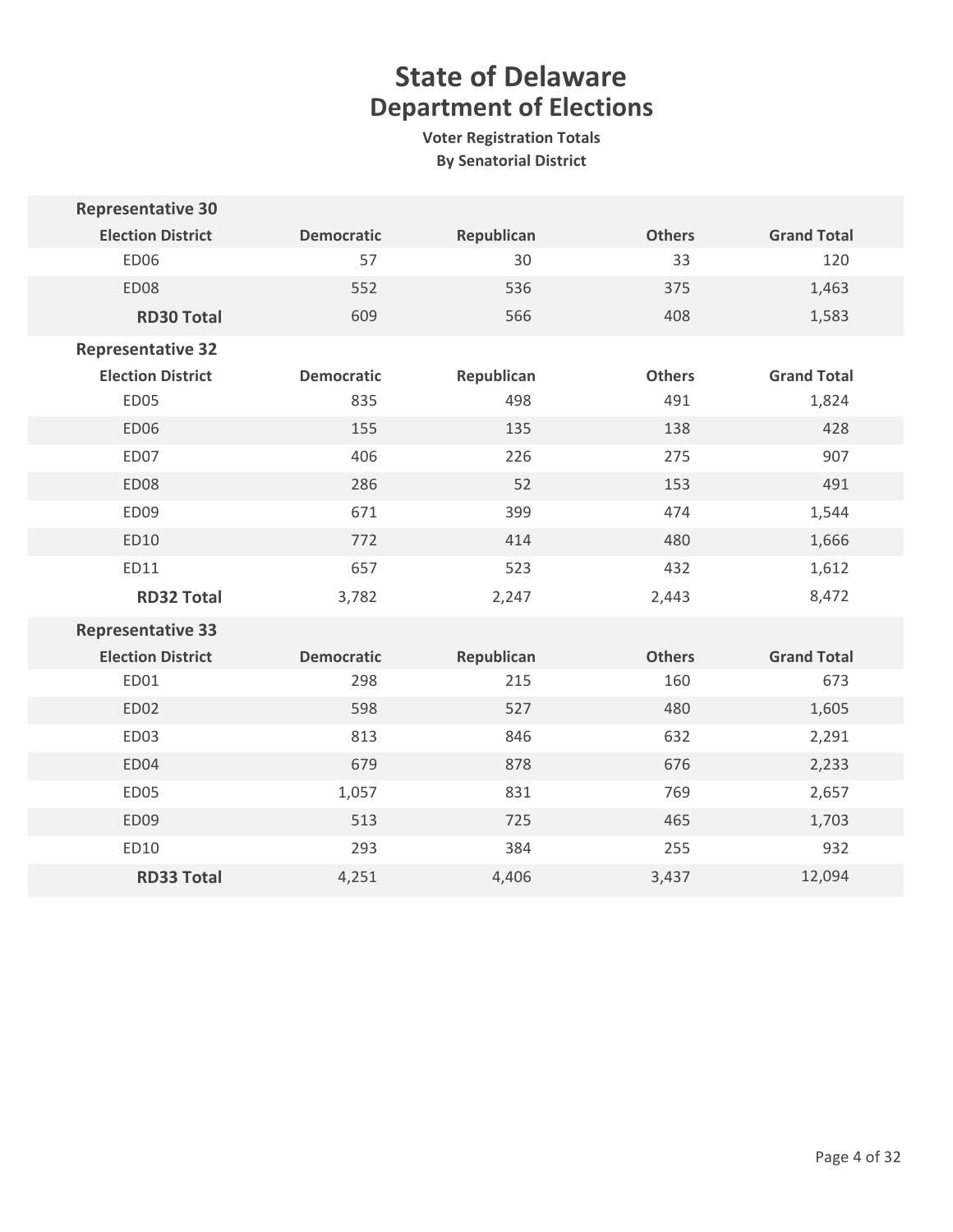# State of Delaware

## Department of Elections

### Voter Registration Totals
### By Senatorial District

**Representative 30**

| Election District | Democratic | Republican | Others | Grand Total |
|---|---|---|---|---|
| ED06 | 57 | 30 | 33 | 120 |
| ED08 | 552 | 536 | 375 | 1,463 |
| **RD30 Total** | 609 | 566 | 408 | 1,583 |

**Representative 32**

| Election District | Democratic | Republican | Others | Grand Total |
|---|---|---|---|---|
| ED05 | 835 | 498 | 491 | 1,824 |
| ED06 | 155 | 135 | 138 | 428 |
| ED07 | 406 | 226 | 275 | 907 |
| ED08 | 286 | 52 | 153 | 491 |
| ED09 | 671 | 399 | 474 | 1,544 |
| ED10 | 772 | 414 | 480 | 1,666 |
| ED11 | 657 | 523 | 432 | 1,612 |
| **RD32 Total** | 3,782 | 2,247 | 2,443 | 8,472 |

**Representative 33**

| Election District | Democratic | Republican | Others | Grand Total |
|---|---|---|---|---|
| ED01 | 298 | 215 | 160 | 673 |
| ED02 | 598 | 527 | 480 | 1,605 |
| ED03 | 813 | 846 | 632 | 2,291 |
| ED04 | 679 | 878 | 676 | 2,233 |
| ED05 | 1,057 | 831 | 769 | 2,657 |
| ED09 | 513 | 725 | 465 | 1,703 |
| ED10 | 293 | 384 | 255 | 932 |
| **RD33 Total** | 4,251 | 4,406 | 3,437 | 12,094 |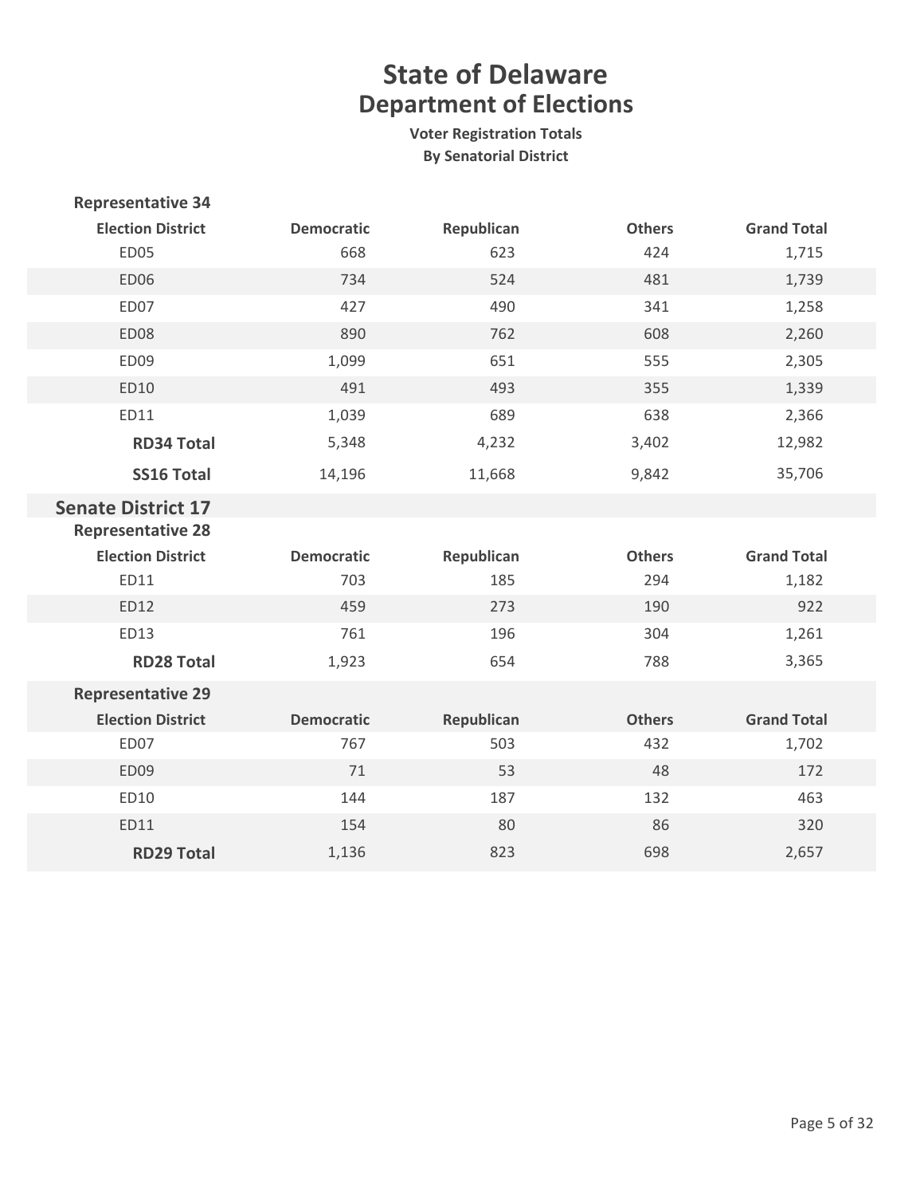# State of Delaware
## Department of Elections

**Voter Registration Totals**
**By Senatorial District**

### Representative 34

| Election District | Democratic | Republican | Others | Grand Total |
|---|---|---|---|---|
| ED05 | 668 | 623 | 424 | 1,715 |
| ED06 | 734 | 524 | 481 | 1,739 |
| ED07 | 427 | 490 | 341 | 1,258 |
| ED08 | 890 | 762 | 608 | 2,260 |
| ED09 | 1,099 | 651 | 555 | 2,305 |
| ED10 | 491 | 493 | 355 | 1,339 |
| ED11 | 1,039 | 689 | 638 | 2,366 |
| **RD34 Total** | 5,348 | 4,232 | 3,402 | 12,982 |
| **SS16 Total** | 14,196 | 11,668 | 9,842 | 35,706 |

## Senate District 17

### Representative 28

| Election District | Democratic | Republican | Others | Grand Total |
|---|---|---|---|---|
| ED11 | 703 | 185 | 294 | 1,182 |
| ED12 | 459 | 273 | 190 | 922 |
| ED13 | 761 | 196 | 304 | 1,261 |
| **RD28 Total** | 1,923 | 654 | 788 | 3,365 |

### Representative 29

| Election District | Democratic | Republican | Others | Grand Total |
|---|---|---|---|---|
| ED07 | 767 | 503 | 432 | 1,702 |
| ED09 | 71 | 53 | 48 | 172 |
| ED10 | 144 | 187 | 132 | 463 |
| ED11 | 154 | 80 | 86 | 320 |
| **RD29 Total** | 1,136 | 823 | 698 | 2,657 |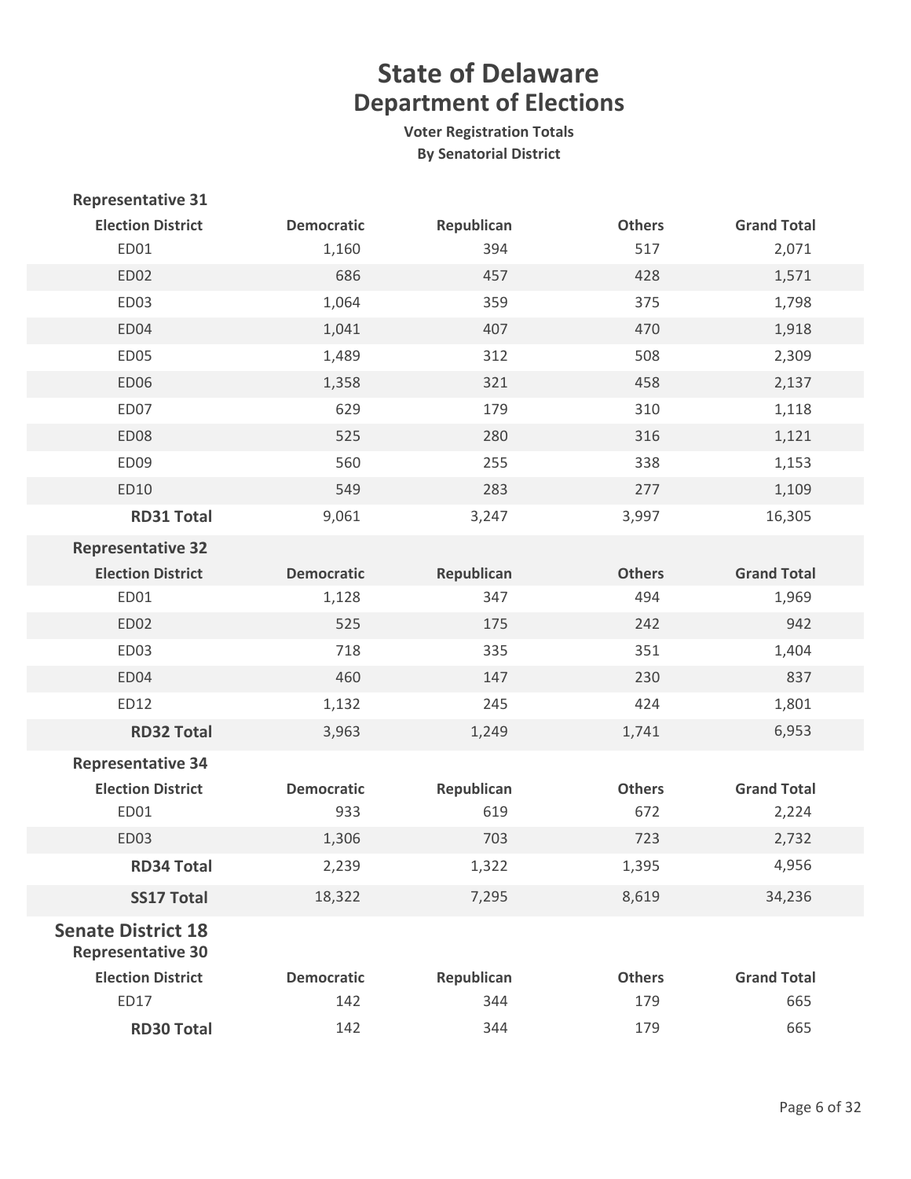# State of Delaware
## Department of Elections
### Voter Registration Totals
### By Senatorial District

**Representative 31**

| Election District | Democratic | Republican | Others | Grand Total |
|---|---|---|---|---|
| ED01 | 1,160 | 394 | 517 | 2,071 |
| ED02 | 686 | 457 | 428 | 1,571 |
| ED03 | 1,064 | 359 | 375 | 1,798 |
| ED04 | 1,041 | 407 | 470 | 1,918 |
| ED05 | 1,489 | 312 | 508 | 2,309 |
| ED06 | 1,358 | 321 | 458 | 2,137 |
| ED07 | 629 | 179 | 310 | 1,118 |
| ED08 | 525 | 280 | 316 | 1,121 |
| ED09 | 560 | 255 | 338 | 1,153 |
| ED10 | 549 | 283 | 277 | 1,109 |
| **RD31 Total** | 9,061 | 3,247 | 3,997 | 16,305 |

**Representative 32**

| Election District | Democratic | Republican | Others | Grand Total |
|---|---|---|---|---|
| ED01 | 1,128 | 347 | 494 | 1,969 |
| ED02 | 525 | 175 | 242 | 942 |
| ED03 | 718 | 335 | 351 | 1,404 |
| ED04 | 460 | 147 | 230 | 837 |
| ED12 | 1,132 | 245 | 424 | 1,801 |
| **RD32 Total** | 3,963 | 1,249 | 1,741 | 6,953 |

**Representative 34**

| Election District | Democratic | Republican | Others | Grand Total |
|---|---|---|---|---|
| ED01 | 933 | 619 | 672 | 2,224 |
| ED03 | 1,306 | 703 | 723 | 2,732 |
| **RD34 Total** | 2,239 | 1,322 | 1,395 | 4,956 |
| **SS17 Total** | 18,322 | 7,295 | 8,619 | 34,236 |

## Senate District 18

**Representative 30**

| Election District | Democratic | Republican | Others | Grand Total |
|---|---|---|---|---|
| ED17 | 142 | 344 | 179 | 665 |
| **RD30 Total** | 142 | 344 | 179 | 665 |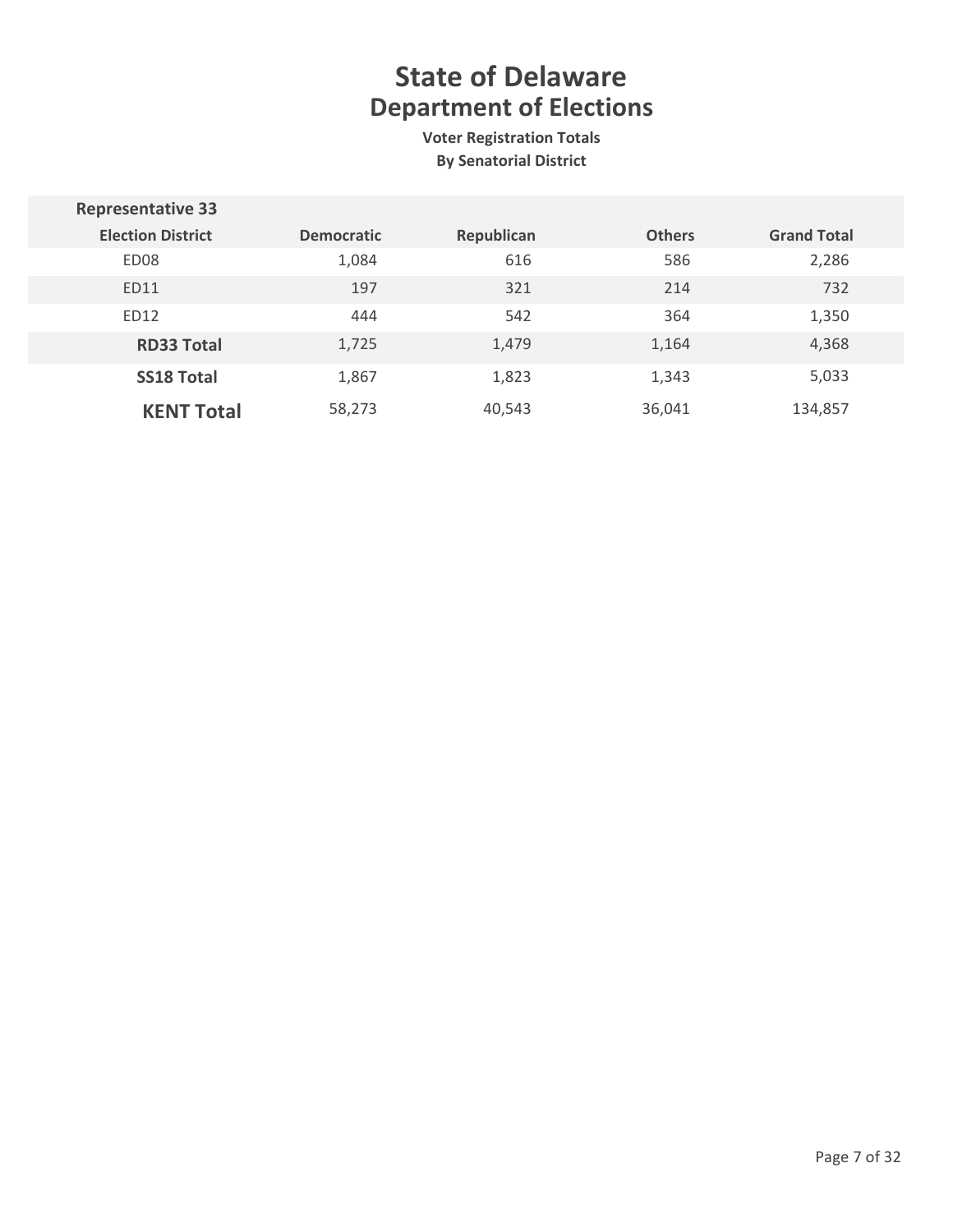# State of Delaware

## Department of Elections

**Voter Registration Totals**

**By Senatorial District**

| Representative 33 | | | | |
|---|---|---|---|---|
| **Election District** | **Democratic** | **Republican** | **Others** | **Grand Total** |
| ED08 | 1,084 | 616 | 586 | 2,286 |
| ED11 | 197 | 321 | 214 | 732 |
| ED12 | 444 | 542 | 364 | 1,350 |
| **RD33 Total** | 1,725 | 1,479 | 1,164 | 4,368 |
| **SS18 Total** | 1,867 | 1,823 | 1,343 | 5,033 |
| **KENT Total** | 58,273 | 40,543 | 36,041 | 134,857 |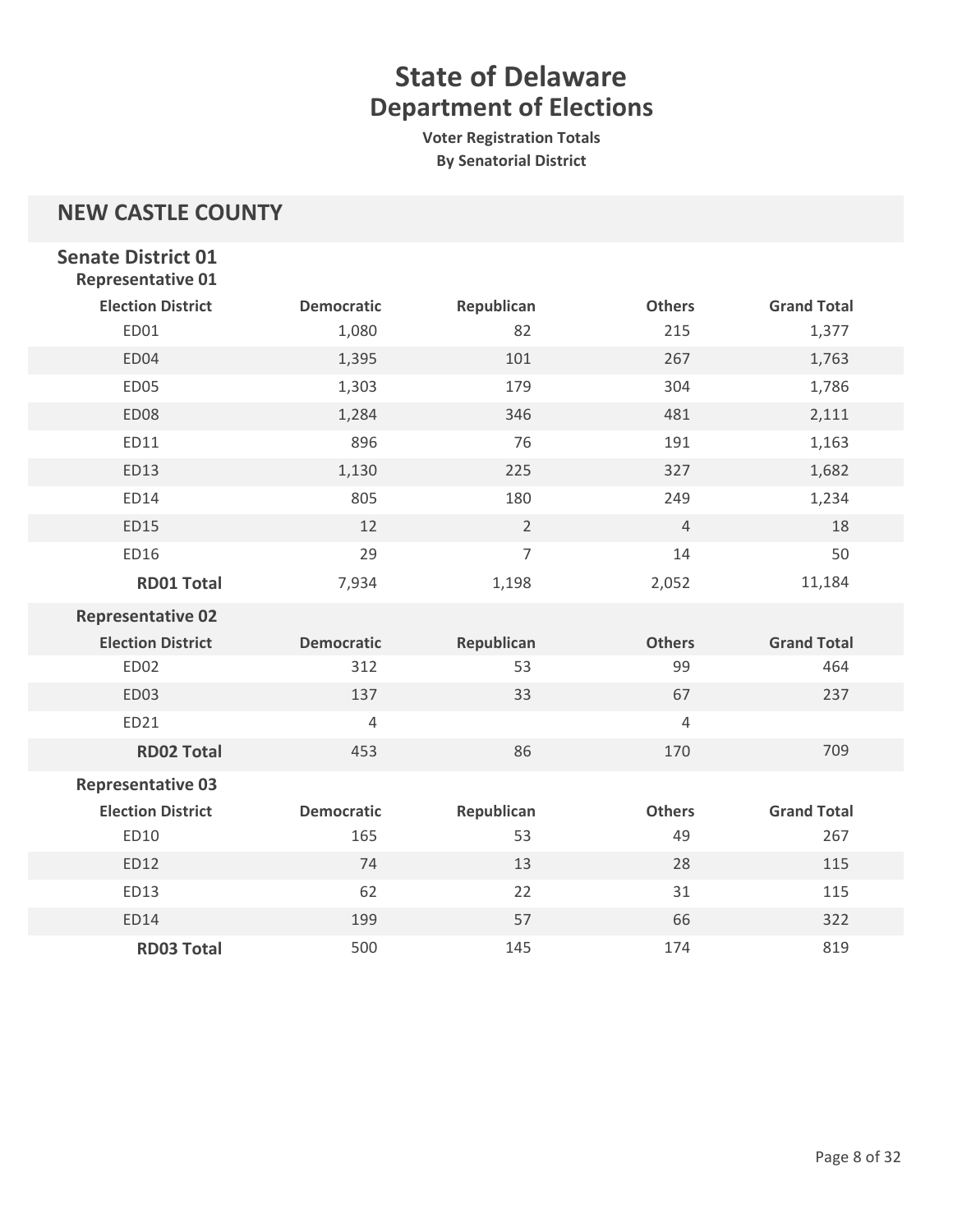# State of Delaware
## Department of Elections

**Voter Registration Totals**
**By Senatorial District**

## NEW CASTLE COUNTY

### Senate District 01

#### Representative 01

| Election District | Democratic | Republican | Others | Grand Total |
|---|---|---|---|---|
| ED01 | 1,080 | 82 | 215 | 1,377 |
| ED04 | 1,395 | 101 | 267 | 1,763 |
| ED05 | 1,303 | 179 | 304 | 1,786 |
| ED08 | 1,284 | 346 | 481 | 2,111 |
| ED11 | 896 | 76 | 191 | 1,163 |
| ED13 | 1,130 | 225 | 327 | 1,682 |
| ED14 | 805 | 180 | 249 | 1,234 |
| ED15 | 12 | 2 | 4 | 18 |
| ED16 | 29 | 7 | 14 | 50 |
| **RD01 Total** | 7,934 | 1,198 | 2,052 | 11,184 |

#### Representative 02

| Election District | Democratic | Republican | Others | Grand Total |
|---|---|---|---|---|
| ED02 | 312 | 53 | 99 | 464 |
| ED03 | 137 | 33 | 67 | 237 |
| ED21 | 4 | | 4 | |
| **RD02 Total** | 453 | 86 | 170 | 709 |

#### Representative 03

| Election District | Democratic | Republican | Others | Grand Total |
|---|---|---|---|---|
| ED10 | 165 | 53 | 49 | 267 |
| ED12 | 74 | 13 | 28 | 115 |
| ED13 | 62 | 22 | 31 | 115 |
| ED14 | 199 | 57 | 66 | 322 |
| **RD03 Total** | 500 | 145 | 174 | 819 |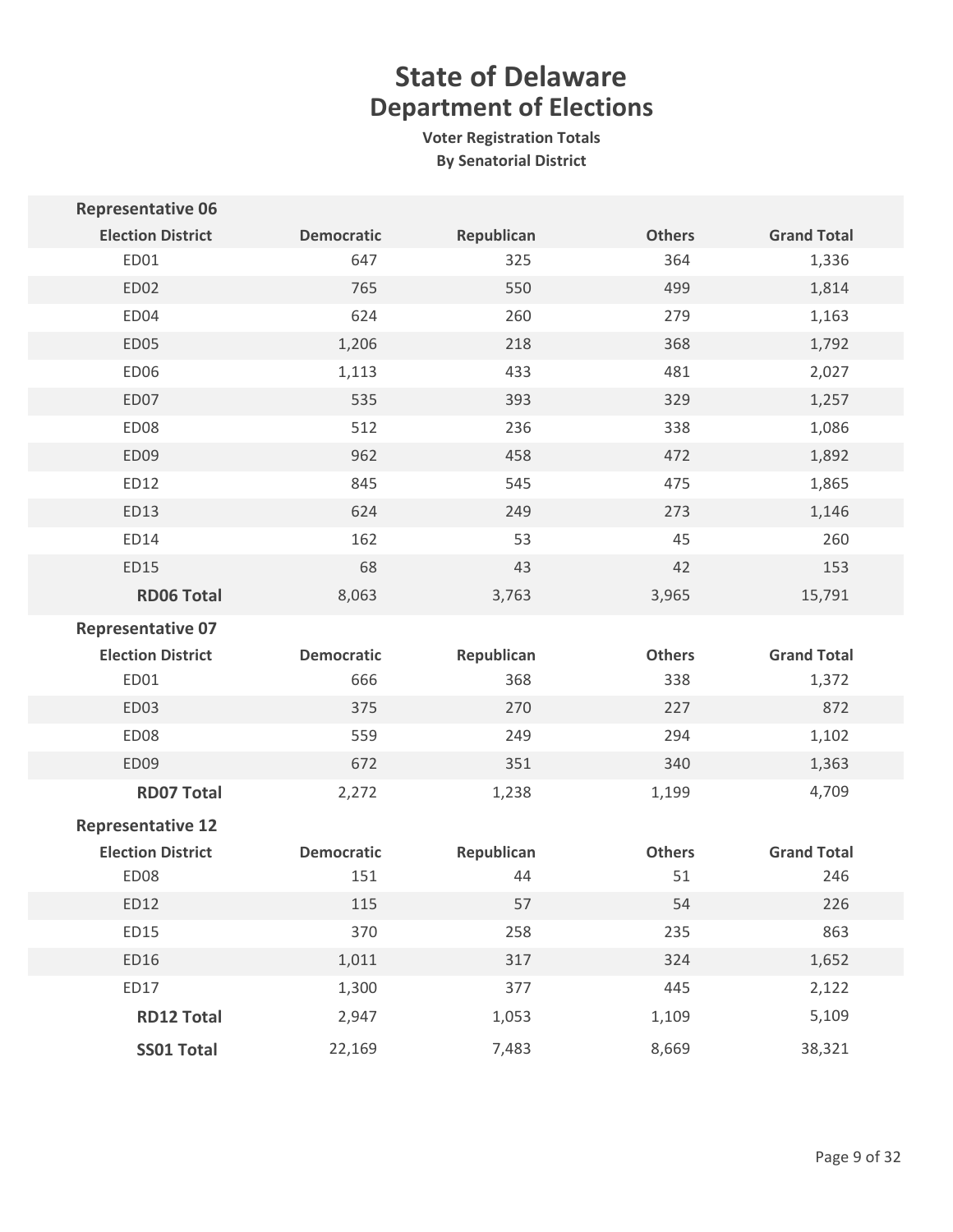# State of Delaware
## Department of Elections
### Voter Registration Totals
### By Senatorial District

**Representative 06**

| Election District | Democratic | Republican | Others | Grand Total |
|---|---|---|---|---|
| ED01 | 647 | 325 | 364 | 1,336 |
| ED02 | 765 | 550 | 499 | 1,814 |
| ED04 | 624 | 260 | 279 | 1,163 |
| ED05 | 1,206 | 218 | 368 | 1,792 |
| ED06 | 1,113 | 433 | 481 | 2,027 |
| ED07 | 535 | 393 | 329 | 1,257 |
| ED08 | 512 | 236 | 338 | 1,086 |
| ED09 | 962 | 458 | 472 | 1,892 |
| ED12 | 845 | 545 | 475 | 1,865 |
| ED13 | 624 | 249 | 273 | 1,146 |
| ED14 | 162 | 53 | 45 | 260 |
| ED15 | 68 | 43 | 42 | 153 |
| **RD06 Total** | 8,063 | 3,763 | 3,965 | 15,791 |

**Representative 07**

| Election District | Democratic | Republican | Others | Grand Total |
|---|---|---|---|---|
| ED01 | 666 | 368 | 338 | 1,372 |
| ED03 | 375 | 270 | 227 | 872 |
| ED08 | 559 | 249 | 294 | 1,102 |
| ED09 | 672 | 351 | 340 | 1,363 |
| **RD07 Total** | 2,272 | 1,238 | 1,199 | 4,709 |

**Representative 12**

| Election District | Democratic | Republican | Others | Grand Total |
|---|---|---|---|---|
| ED08 | 151 | 44 | 51 | 246 |
| ED12 | 115 | 57 | 54 | 226 |
| ED15 | 370 | 258 | 235 | 863 |
| ED16 | 1,011 | 317 | 324 | 1,652 |
| ED17 | 1,300 | 377 | 445 | 2,122 |
| **RD12 Total** | 2,947 | 1,053 | 1,109 | 5,109 |
| **SS01 Total** | 22,169 | 7,483 | 8,669 | 38,321 |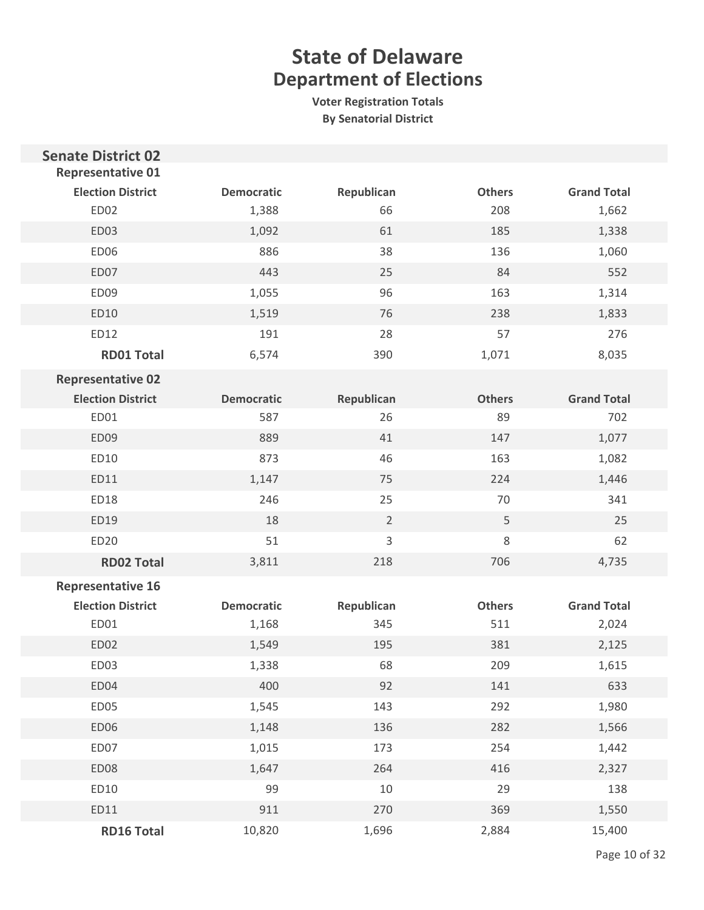# State of Delaware
## Department of Elections
### Voter Registration Totals
### By Senatorial District

## Senate District 02

### Representative 01

| Election District | Democratic | Republican | Others | Grand Total |
|---|---|---|---|---|
| ED02 | 1,388 | 66 | 208 | 1,662 |
| ED03 | 1,092 | 61 | 185 | 1,338 |
| ED06 | 886 | 38 | 136 | 1,060 |
| ED07 | 443 | 25 | 84 | 552 |
| ED09 | 1,055 | 96 | 163 | 1,314 |
| ED10 | 1,519 | 76 | 238 | 1,833 |
| ED12 | 191 | 28 | 57 | 276 |
| **RD01 Total** | 6,574 | 390 | 1,071 | 8,035 |

### Representative 02

| Election District | Democratic | Republican | Others | Grand Total |
|---|---|---|---|---|
| ED01 | 587 | 26 | 89 | 702 |
| ED09 | 889 | 41 | 147 | 1,077 |
| ED10 | 873 | 46 | 163 | 1,082 |
| ED11 | 1,147 | 75 | 224 | 1,446 |
| ED18 | 246 | 25 | 70 | 341 |
| ED19 | 18 | 2 | 5 | 25 |
| ED20 | 51 | 3 | 8 | 62 |
| **RD02 Total** | 3,811 | 218 | 706 | 4,735 |

### Representative 16

| Election District | Democratic | Republican | Others | Grand Total |
|---|---|---|---|---|
| ED01 | 1,168 | 345 | 511 | 2,024 |
| ED02 | 1,549 | 195 | 381 | 2,125 |
| ED03 | 1,338 | 68 | 209 | 1,615 |
| ED04 | 400 | 92 | 141 | 633 |
| ED05 | 1,545 | 143 | 292 | 1,980 |
| ED06 | 1,148 | 136 | 282 | 1,566 |
| ED07 | 1,015 | 173 | 254 | 1,442 |
| ED08 | 1,647 | 264 | 416 | 2,327 |
| ED10 | 99 | 10 | 29 | 138 |
| ED11 | 911 | 270 | 369 | 1,550 |
| **RD16 Total** | 10,820 | 1,696 | 2,884 | 15,400 |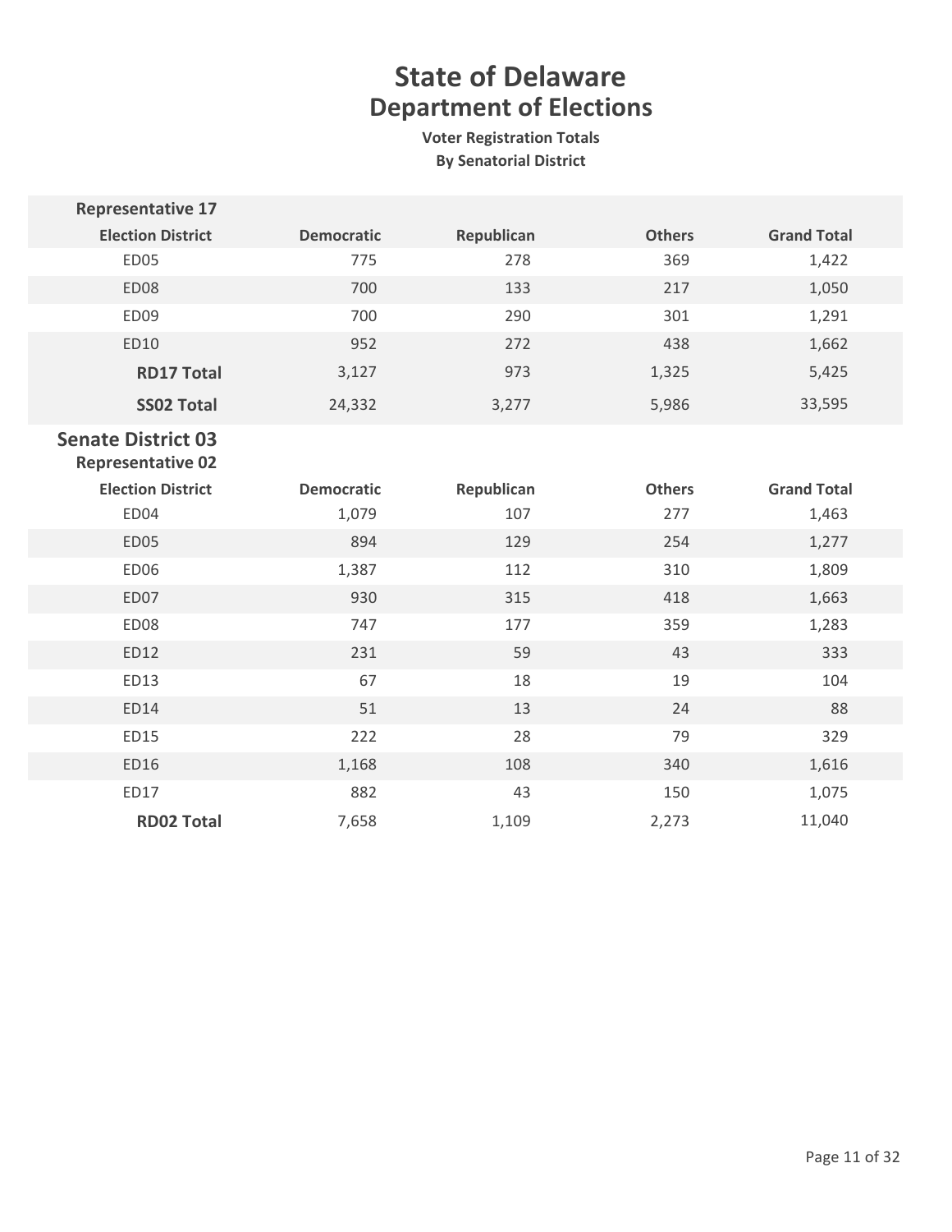# State of Delaware
## Department of Elections
### Voter Registration Totals
### By Senatorial District

**Representative 17**

| Election District | Democratic | Republican | Others | Grand Total |
|---|---|---|---|---|
| ED05 | 775 | 278 | 369 | 1,422 |
| ED08 | 700 | 133 | 217 | 1,050 |
| ED09 | 700 | 290 | 301 | 1,291 |
| ED10 | 952 | 272 | 438 | 1,662 |
| **RD17 Total** | 3,127 | 973 | 1,325 | 5,425 |
| **SS02 Total** | 24,332 | 3,277 | 5,986 | 33,595 |

## Senate District 03

**Representative 02**

| Election District | Democratic | Republican | Others | Grand Total |
|---|---|---|---|---|
| ED04 | 1,079 | 107 | 277 | 1,463 |
| ED05 | 894 | 129 | 254 | 1,277 |
| ED06 | 1,387 | 112 | 310 | 1,809 |
| ED07 | 930 | 315 | 418 | 1,663 |
| ED08 | 747 | 177 | 359 | 1,283 |
| ED12 | 231 | 59 | 43 | 333 |
| ED13 | 67 | 18 | 19 | 104 |
| ED14 | 51 | 13 | 24 | 88 |
| ED15 | 222 | 28 | 79 | 329 |
| ED16 | 1,168 | 108 | 340 | 1,616 |
| ED17 | 882 | 43 | 150 | 1,075 |
| **RD02 Total** | 7,658 | 1,109 | 2,273 | 11,040 |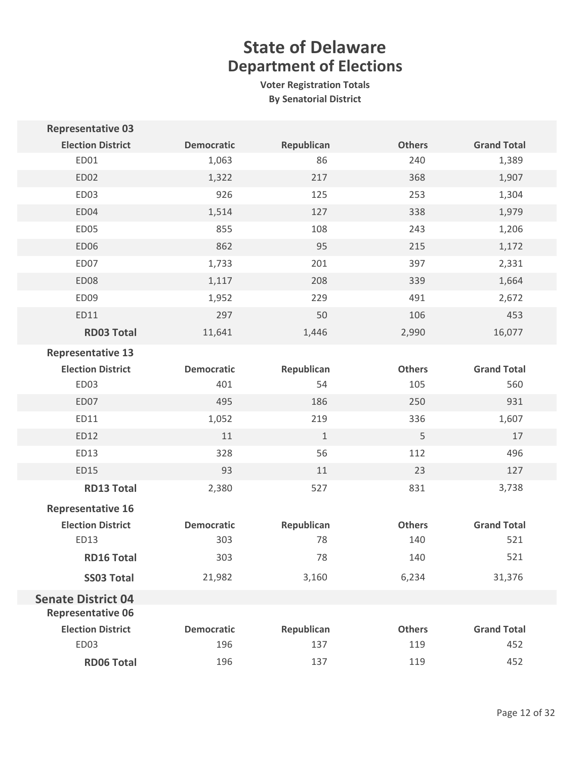# State of Delaware
## Department of Elections
### Voter Registration Totals
### By Senatorial District

**Representative 03**

| Election District | Democratic | Republican | Others | Grand Total |
|---|---|---|---|---|
| ED01 | 1,063 | 86 | 240 | 1,389 |
| ED02 | 1,322 | 217 | 368 | 1,907 |
| ED03 | 926 | 125 | 253 | 1,304 |
| ED04 | 1,514 | 127 | 338 | 1,979 |
| ED05 | 855 | 108 | 243 | 1,206 |
| ED06 | 862 | 95 | 215 | 1,172 |
| ED07 | 1,733 | 201 | 397 | 2,331 |
| ED08 | 1,117 | 208 | 339 | 1,664 |
| ED09 | 1,952 | 229 | 491 | 2,672 |
| ED11 | 297 | 50 | 106 | 453 |
| **RD03 Total** | 11,641 | 1,446 | 2,990 | 16,077 |

**Representative 13**

| Election District | Democratic | Republican | Others | Grand Total |
|---|---|---|---|---|
| ED03 | 401 | 54 | 105 | 560 |
| ED07 | 495 | 186 | 250 | 931 |
| ED11 | 1,052 | 219 | 336 | 1,607 |
| ED12 | 11 | 1 | 5 | 17 |
| ED13 | 328 | 56 | 112 | 496 |
| ED15 | 93 | 11 | 23 | 127 |
| **RD13 Total** | 2,380 | 527 | 831 | 3,738 |

**Representative 16**

| Election District | Democratic | Republican | Others | Grand Total |
|---|---|---|---|---|
| ED13 | 303 | 78 | 140 | 521 |
| **RD16 Total** | 303 | 78 | 140 | 521 |
| **SS03 Total** | 21,982 | 3,160 | 6,234 | 31,376 |

## Senate District 04

**Representative 06**

| Election District | Democratic | Republican | Others | Grand Total |
|---|---|---|---|---|
| ED03 | 196 | 137 | 119 | 452 |
| **RD06 Total** | 196 | 137 | 119 | 452 |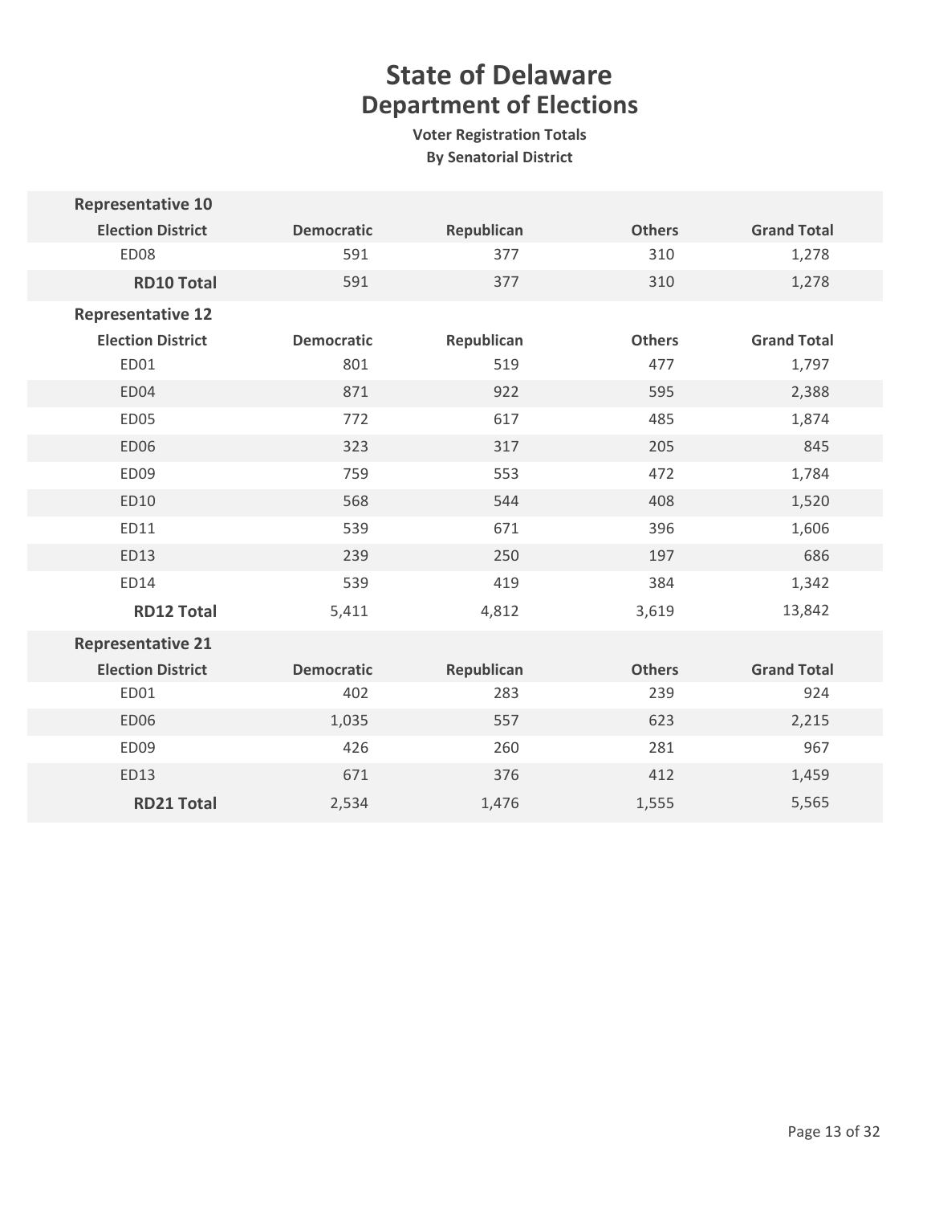# State of Delaware
## Department of Elections
### Voter Registration Totals
### By Senatorial District

**Representative 10**

| Election District | Democratic | Republican | Others | Grand Total |
|---|---|---|---|---|
| ED08 | 591 | 377 | 310 | 1,278 |
| **RD10 Total** | 591 | 377 | 310 | 1,278 |

**Representative 12**

| Election District | Democratic | Republican | Others | Grand Total |
|---|---|---|---|---|
| ED01 | 801 | 519 | 477 | 1,797 |
| ED04 | 871 | 922 | 595 | 2,388 |
| ED05 | 772 | 617 | 485 | 1,874 |
| ED06 | 323 | 317 | 205 | 845 |
| ED09 | 759 | 553 | 472 | 1,784 |
| ED10 | 568 | 544 | 408 | 1,520 |
| ED11 | 539 | 671 | 396 | 1,606 |
| ED13 | 239 | 250 | 197 | 686 |
| ED14 | 539 | 419 | 384 | 1,342 |
| **RD12 Total** | 5,411 | 4,812 | 3,619 | 13,842 |

**Representative 21**

| Election District | Democratic | Republican | Others | Grand Total |
|---|---|---|---|---|
| ED01 | 402 | 283 | 239 | 924 |
| ED06 | 1,035 | 557 | 623 | 2,215 |
| ED09 | 426 | 260 | 281 | 967 |
| ED13 | 671 | 376 | 412 | 1,459 |
| **RD21 Total** | 2,534 | 1,476 | 1,555 | 5,565 |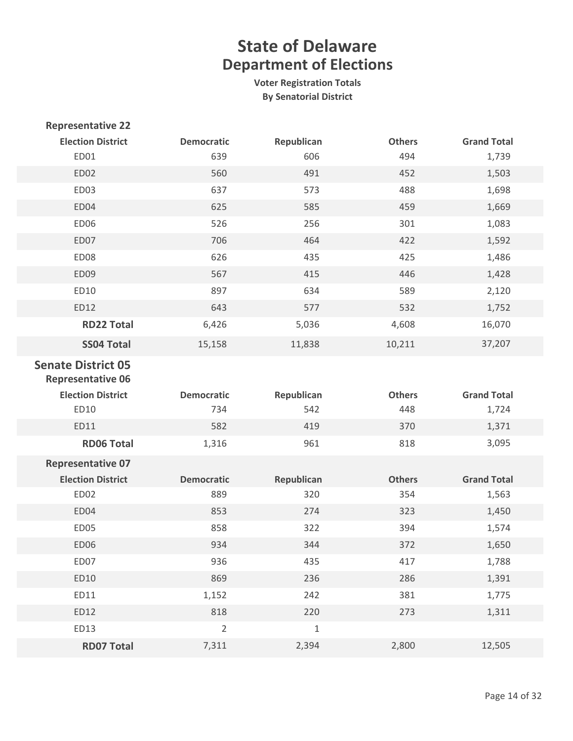# State of Delaware
## Department of Elections

**Voter Registration Totals**
**By Senatorial District**

### Representative 22

| Election District | Democratic | Republican | Others | Grand Total |
|---|---|---|---|---|
| ED01 | 639 | 606 | 494 | 1,739 |
| ED02 | 560 | 491 | 452 | 1,503 |
| ED03 | 637 | 573 | 488 | 1,698 |
| ED04 | 625 | 585 | 459 | 1,669 |
| ED06 | 526 | 256 | 301 | 1,083 |
| ED07 | 706 | 464 | 422 | 1,592 |
| ED08 | 626 | 435 | 425 | 1,486 |
| ED09 | 567 | 415 | 446 | 1,428 |
| ED10 | 897 | 634 | 589 | 2,120 |
| ED12 | 643 | 577 | 532 | 1,752 |
| **RD22 Total** | 6,426 | 5,036 | 4,608 | 16,070 |
| **SS04 Total** | 15,158 | 11,838 | 10,211 | 37,207 |

## Senate District 05

### Representative 06

| Election District | Democratic | Republican | Others | Grand Total |
|---|---|---|---|---|
| ED10 | 734 | 542 | 448 | 1,724 |
| ED11 | 582 | 419 | 370 | 1,371 |
| **RD06 Total** | 1,316 | 961 | 818 | 3,095 |

### Representative 07

| Election District | Democratic | Republican | Others | Grand Total |
|---|---|---|---|---|
| ED02 | 889 | 320 | 354 | 1,563 |
| ED04 | 853 | 274 | 323 | 1,450 |
| ED05 | 858 | 322 | 394 | 1,574 |
| ED06 | 934 | 344 | 372 | 1,650 |
| ED07 | 936 | 435 | 417 | 1,788 |
| ED10 | 869 | 236 | 286 | 1,391 |
| ED11 | 1,152 | 242 | 381 | 1,775 |
| ED12 | 818 | 220 | 273 | 1,311 |
| ED13 | 2 | 1 | | |
| **RD07 Total** | 7,311 | 2,394 | 2,800 | 12,505 |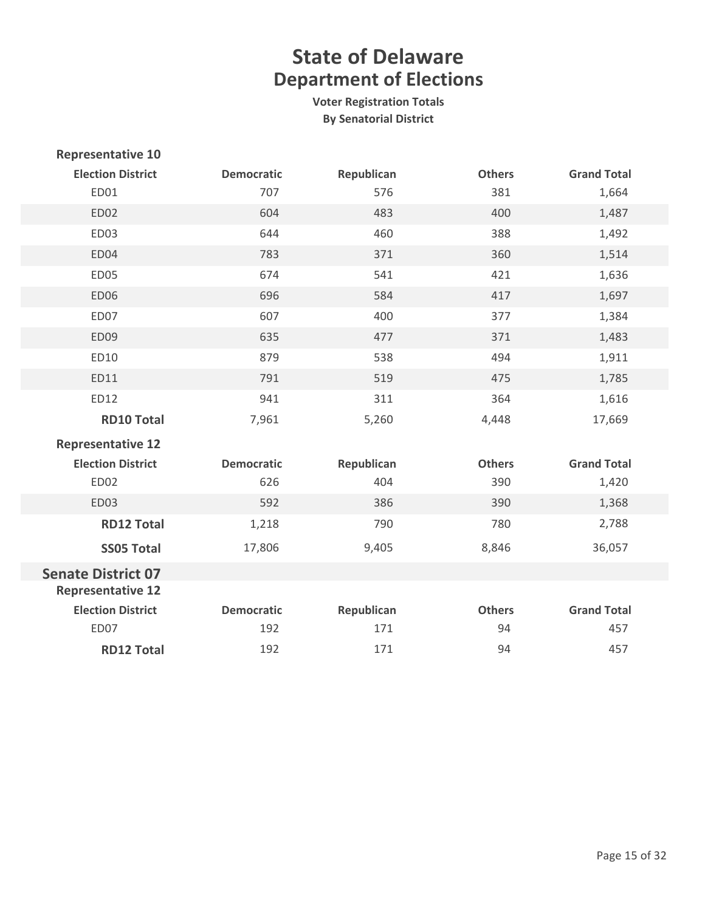# State of Delaware
## Department of Elections
### Voter Registration Totals
### By Senatorial District

**Representative 10**

| Election District | Democratic | Republican | Others | Grand Total |
|---|---|---|---|---|
| ED01 | 707 | 576 | 381 | 1,664 |
| ED02 | 604 | 483 | 400 | 1,487 |
| ED03 | 644 | 460 | 388 | 1,492 |
| ED04 | 783 | 371 | 360 | 1,514 |
| ED05 | 674 | 541 | 421 | 1,636 |
| ED06 | 696 | 584 | 417 | 1,697 |
| ED07 | 607 | 400 | 377 | 1,384 |
| ED09 | 635 | 477 | 371 | 1,483 |
| ED10 | 879 | 538 | 494 | 1,911 |
| ED11 | 791 | 519 | 475 | 1,785 |
| ED12 | 941 | 311 | 364 | 1,616 |
| **RD10 Total** | 7,961 | 5,260 | 4,448 | 17,669 |

**Representative 12**

| Election District | Democratic | Republican | Others | Grand Total |
|---|---|---|---|---|
| ED02 | 626 | 404 | 390 | 1,420 |
| ED03 | 592 | 386 | 390 | 1,368 |
| **RD12 Total** | 1,218 | 790 | 780 | 2,788 |
| **SS05 Total** | 17,806 | 9,405 | 8,846 | 36,057 |

## Senate District 07

**Representative 12**

| Election District | Democratic | Republican | Others | Grand Total |
|---|---|---|---|---|
| ED07 | 192 | 171 | 94 | 457 |
| **RD12 Total** | 192 | 171 | 94 | 457 |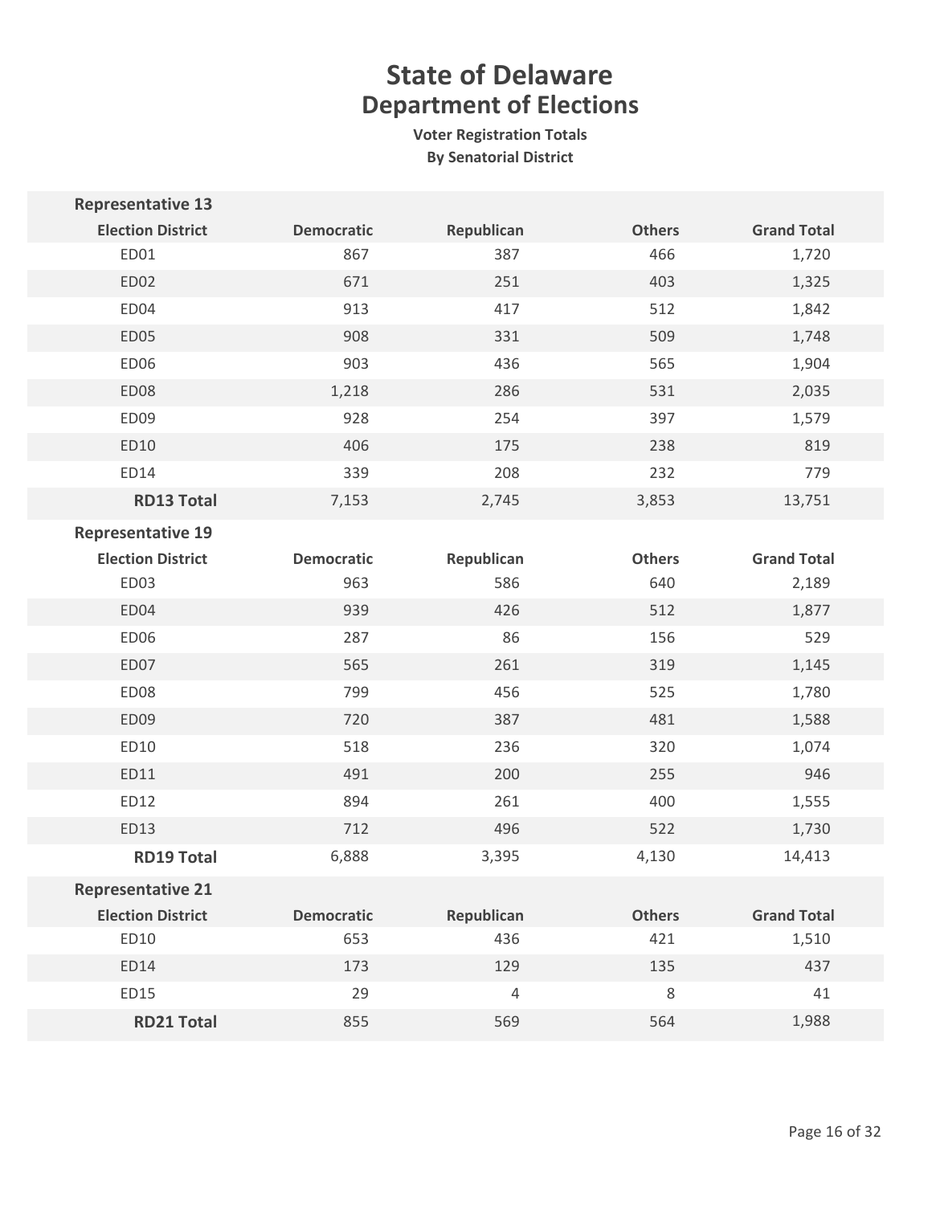# State of Delaware
## Department of Elections
### Voter Registration Totals
### By Senatorial District

**Representative 13**

| Election District | Democratic | Republican | Others | Grand Total |
|---|---|---|---|---|
| ED01 | 867 | 387 | 466 | 1,720 |
| ED02 | 671 | 251 | 403 | 1,325 |
| ED04 | 913 | 417 | 512 | 1,842 |
| ED05 | 908 | 331 | 509 | 1,748 |
| ED06 | 903 | 436 | 565 | 1,904 |
| ED08 | 1,218 | 286 | 531 | 2,035 |
| ED09 | 928 | 254 | 397 | 1,579 |
| ED10 | 406 | 175 | 238 | 819 |
| ED14 | 339 | 208 | 232 | 779 |
| **RD13 Total** | 7,153 | 2,745 | 3,853 | 13,751 |

**Representative 19**

| Election District | Democratic | Republican | Others | Grand Total |
|---|---|---|---|---|
| ED03 | 963 | 586 | 640 | 2,189 |
| ED04 | 939 | 426 | 512 | 1,877 |
| ED06 | 287 | 86 | 156 | 529 |
| ED07 | 565 | 261 | 319 | 1,145 |
| ED08 | 799 | 456 | 525 | 1,780 |
| ED09 | 720 | 387 | 481 | 1,588 |
| ED10 | 518 | 236 | 320 | 1,074 |
| ED11 | 491 | 200 | 255 | 946 |
| ED12 | 894 | 261 | 400 | 1,555 |
| ED13 | 712 | 496 | 522 | 1,730 |
| **RD19 Total** | 6,888 | 3,395 | 4,130 | 14,413 |

**Representative 21**

| Election District | Democratic | Republican | Others | Grand Total |
|---|---|---|---|---|
| ED10 | 653 | 436 | 421 | 1,510 |
| ED14 | 173 | 129 | 135 | 437 |
| ED15 | 29 | 4 | 8 | 41 |
| **RD21 Total** | 855 | 569 | 564 | 1,988 |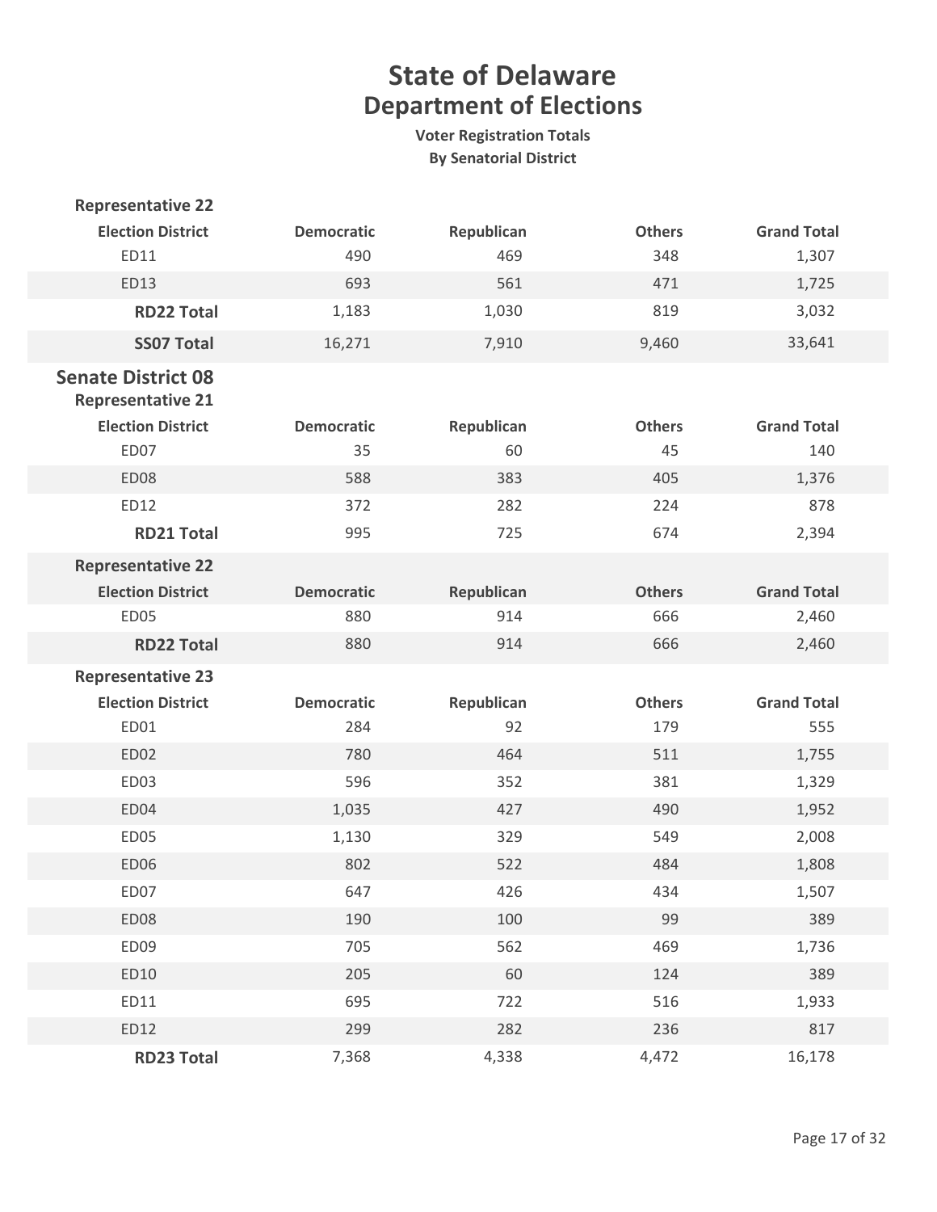# State of Delaware
## Department of Elections
### Voter Registration Totals
### By Senatorial District

**Representative 22**

| Election District | Democratic | Republican | Others | Grand Total |
|---|---|---|---|---|
| ED11 | 490 | 469 | 348 | 1,307 |
| ED13 | 693 | 561 | 471 | 1,725 |
| **RD22 Total** | 1,183 | 1,030 | 819 | 3,032 |
| **SS07 Total** | 16,271 | 7,910 | 9,460 | 33,641 |

## Senate District 08

**Representative 21**

| Election District | Democratic | Republican | Others | Grand Total |
|---|---|---|---|---|
| ED07 | 35 | 60 | 45 | 140 |
| ED08 | 588 | 383 | 405 | 1,376 |
| ED12 | 372 | 282 | 224 | 878 |
| **RD21 Total** | 995 | 725 | 674 | 2,394 |

**Representative 22**

| Election District | Democratic | Republican | Others | Grand Total |
|---|---|---|---|---|
| ED05 | 880 | 914 | 666 | 2,460 |
| **RD22 Total** | 880 | 914 | 666 | 2,460 |

**Representative 23**

| Election District | Democratic | Republican | Others | Grand Total |
|---|---|---|---|---|
| ED01 | 284 | 92 | 179 | 555 |
| ED02 | 780 | 464 | 511 | 1,755 |
| ED03 | 596 | 352 | 381 | 1,329 |
| ED04 | 1,035 | 427 | 490 | 1,952 |
| ED05 | 1,130 | 329 | 549 | 2,008 |
| ED06 | 802 | 522 | 484 | 1,808 |
| ED07 | 647 | 426 | 434 | 1,507 |
| ED08 | 190 | 100 | 99 | 389 |
| ED09 | 705 | 562 | 469 | 1,736 |
| ED10 | 205 | 60 | 124 | 389 |
| ED11 | 695 | 722 | 516 | 1,933 |
| ED12 | 299 | 282 | 236 | 817 |
| **RD23 Total** | 7,368 | 4,338 | 4,472 | 16,178 |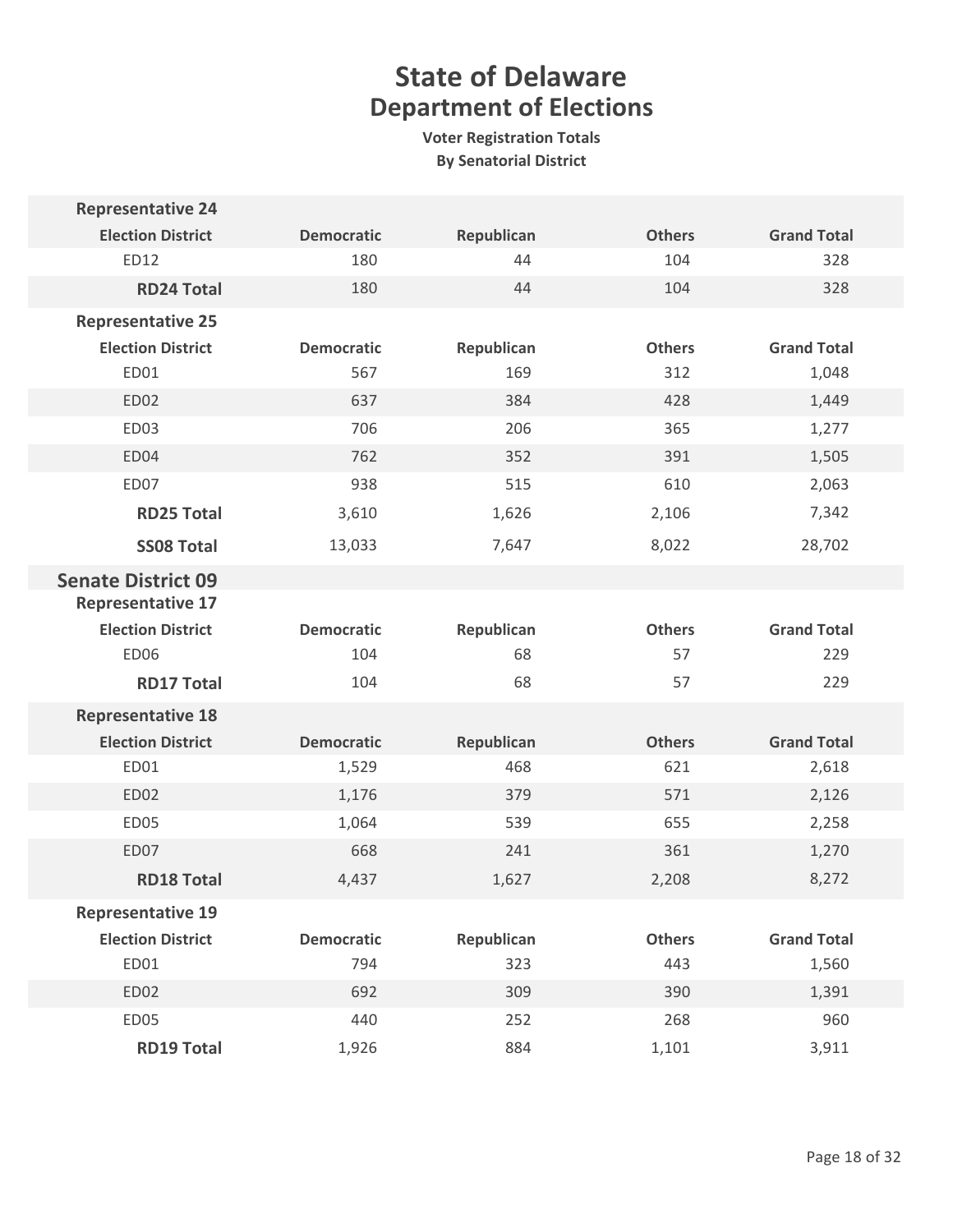# State of Delaware
## Department of Elections
### Voter Registration Totals
### By Senatorial District

**Representative 24**

| Election District | Democratic | Republican | Others | Grand Total |
|---|---|---|---|---|
| ED12 | 180 | 44 | 104 | 328 |
| **RD24 Total** | 180 | 44 | 104 | 328 |

**Representative 25**

| Election District | Democratic | Republican | Others | Grand Total |
|---|---|---|---|---|
| ED01 | 567 | 169 | 312 | 1,048 |
| ED02 | 637 | 384 | 428 | 1,449 |
| ED03 | 706 | 206 | 365 | 1,277 |
| ED04 | 762 | 352 | 391 | 1,505 |
| ED07 | 938 | 515 | 610 | 2,063 |
| **RD25 Total** | 3,610 | 1,626 | 2,106 | 7,342 |
| **SS08 Total** | 13,033 | 7,647 | 8,022 | 28,702 |

## Senate District 09

**Representative 17**

| Election District | Democratic | Republican | Others | Grand Total |
|---|---|---|---|---|
| ED06 | 104 | 68 | 57 | 229 |
| **RD17 Total** | 104 | 68 | 57 | 229 |

**Representative 18**

| Election District | Democratic | Republican | Others | Grand Total |
|---|---|---|---|---|
| ED01 | 1,529 | 468 | 621 | 2,618 |
| ED02 | 1,176 | 379 | 571 | 2,126 |
| ED05 | 1,064 | 539 | 655 | 2,258 |
| ED07 | 668 | 241 | 361 | 1,270 |
| **RD18 Total** | 4,437 | 1,627 | 2,208 | 8,272 |

**Representative 19**

| Election District | Democratic | Republican | Others | Grand Total |
|---|---|---|---|---|
| ED01 | 794 | 323 | 443 | 1,560 |
| ED02 | 692 | 309 | 390 | 1,391 |
| ED05 | 440 | 252 | 268 | 960 |
| **RD19 Total** | 1,926 | 884 | 1,101 | 3,911 |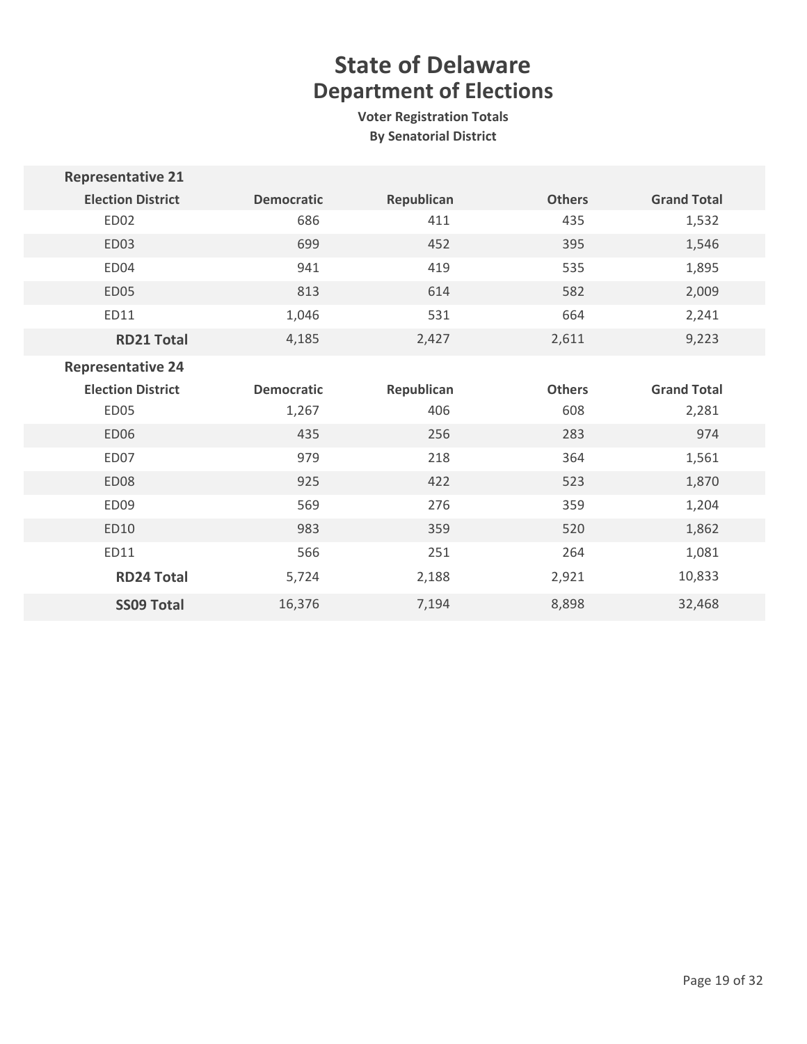# State of Delaware
## Department of Elections

**Voter Registration Totals**
**By Senatorial District**

| Representative 21 | | | | |
|---|---|---|---|---|
| **Election District** | **Democratic** | **Republican** | **Others** | **Grand Total** |
| ED02 | 686 | 411 | 435 | 1,532 |
| ED03 | 699 | 452 | 395 | 1,546 |
| ED04 | 941 | 419 | 535 | 1,895 |
| ED05 | 813 | 614 | 582 | 2,009 |
| ED11 | 1,046 | 531 | 664 | 2,241 |
| **RD21 Total** | 4,185 | 2,427 | 2,611 | 9,223 |
| **Representative 24** | | | | |
| **Election District** | **Democratic** | **Republican** | **Others** | **Grand Total** |
| ED05 | 1,267 | 406 | 608 | 2,281 |
| ED06 | 435 | 256 | 283 | 974 |
| ED07 | 979 | 218 | 364 | 1,561 |
| ED08 | 925 | 422 | 523 | 1,870 |
| ED09 | 569 | 276 | 359 | 1,204 |
| ED10 | 983 | 359 | 520 | 1,862 |
| ED11 | 566 | 251 | 264 | 1,081 |
| **RD24 Total** | 5,724 | 2,188 | 2,921 | 10,833 |
| **SS09 Total** | 16,376 | 7,194 | 8,898 | 32,468 |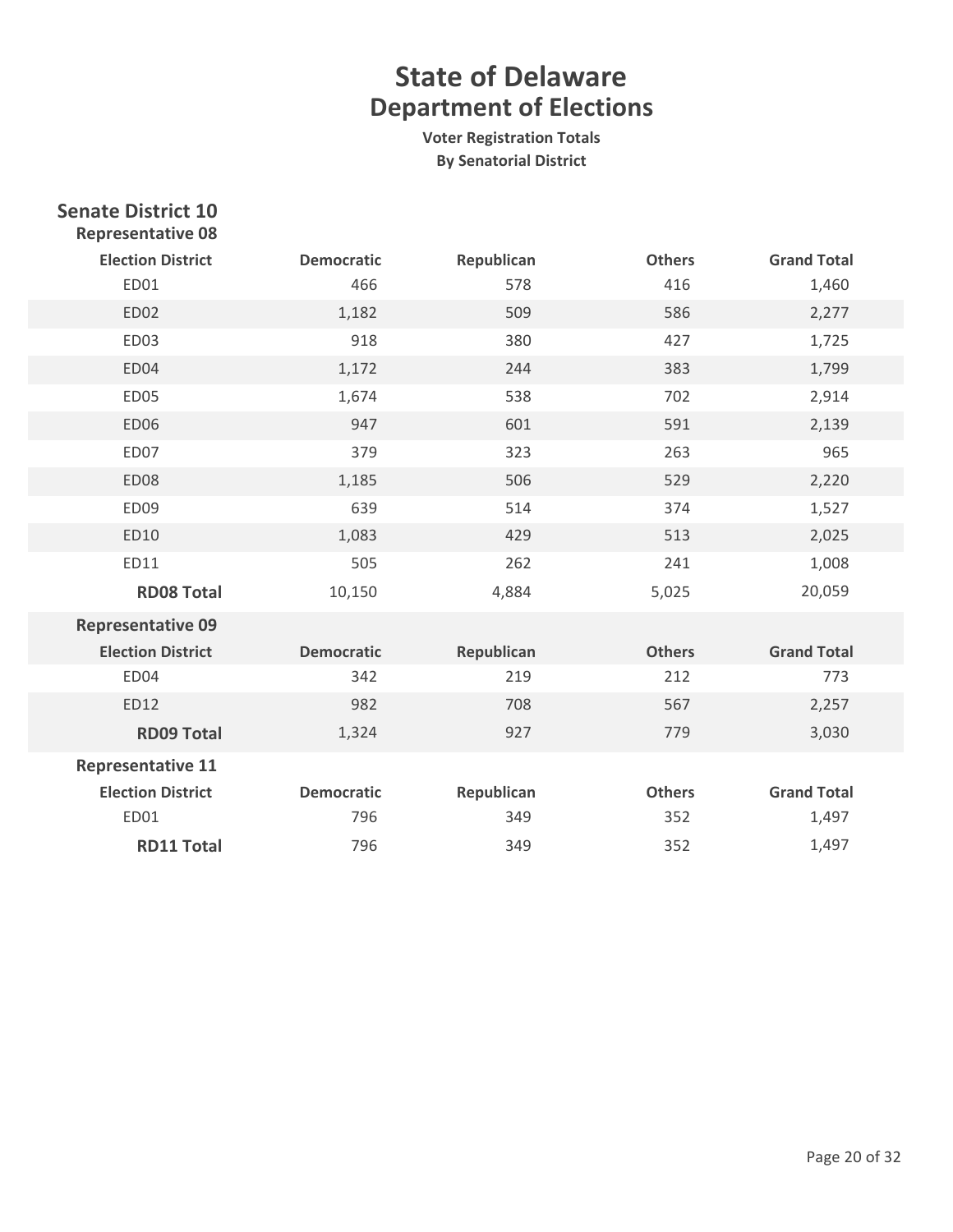# State of Delaware

## Department of Elections

**Voter Registration Totals**

**By Senatorial District**

### Senate District 10

#### Representative 08

| Election District | Democratic | Republican | Others | Grand Total |
|---|---|---|---|---|
| ED01 | 466 | 578 | 416 | 1,460 |
| ED02 | 1,182 | 509 | 586 | 2,277 |
| ED03 | 918 | 380 | 427 | 1,725 |
| ED04 | 1,172 | 244 | 383 | 1,799 |
| ED05 | 1,674 | 538 | 702 | 2,914 |
| ED06 | 947 | 601 | 591 | 2,139 |
| ED07 | 379 | 323 | 263 | 965 |
| ED08 | 1,185 | 506 | 529 | 2,220 |
| ED09 | 639 | 514 | 374 | 1,527 |
| ED10 | 1,083 | 429 | 513 | 2,025 |
| ED11 | 505 | 262 | 241 | 1,008 |
| **RD08 Total** | 10,150 | 4,884 | 5,025 | 20,059 |

#### Representative 09

| Election District | Democratic | Republican | Others | Grand Total |
|---|---|---|---|---|
| ED04 | 342 | 219 | 212 | 773 |
| ED12 | 982 | 708 | 567 | 2,257 |
| **RD09 Total** | 1,324 | 927 | 779 | 3,030 |

#### Representative 11

| Election District | Democratic | Republican | Others | Grand Total |
|---|---|---|---|---|
| ED01 | 796 | 349 | 352 | 1,497 |
| **RD11 Total** | 796 | 349 | 352 | 1,497 |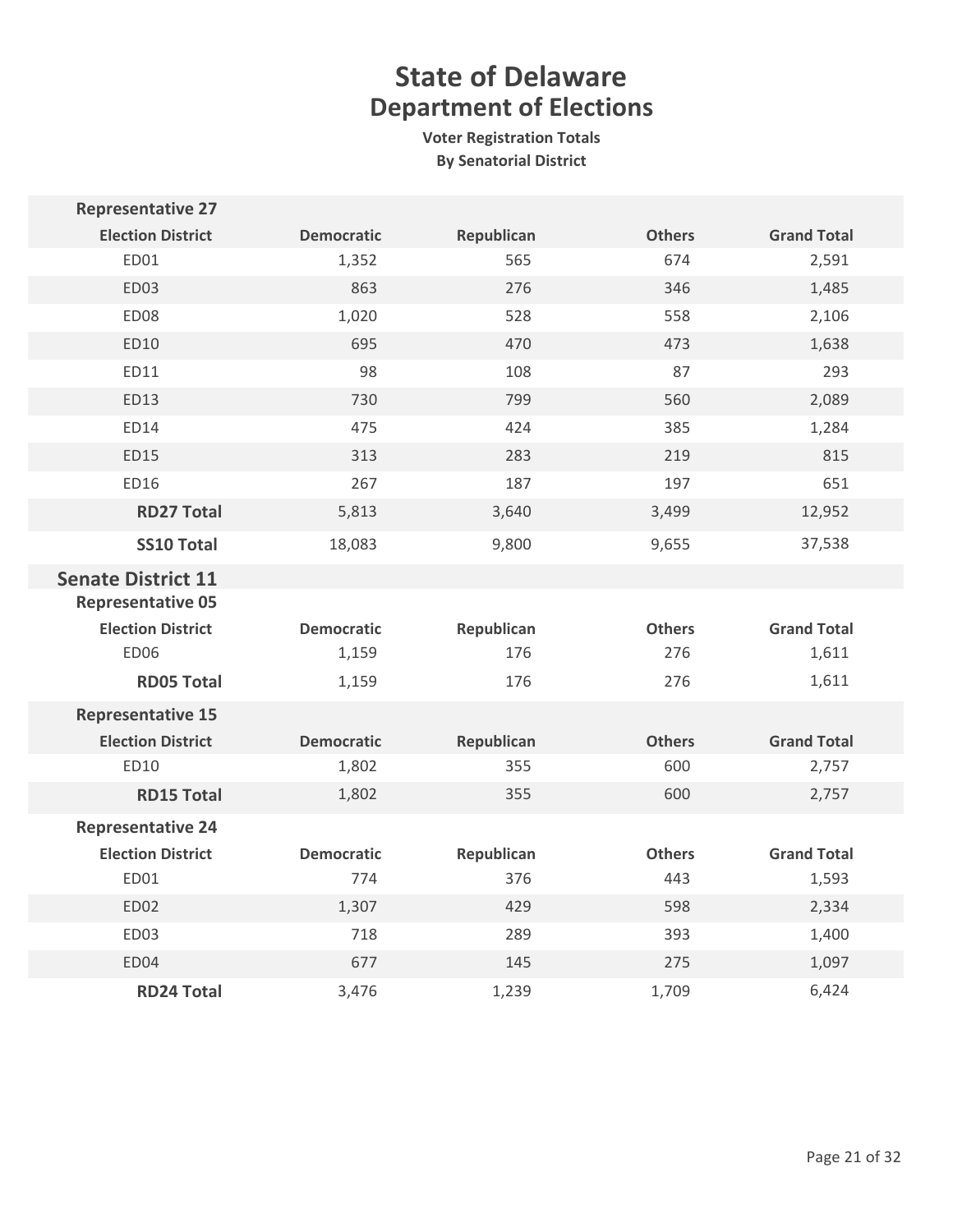# State of Delaware
## Department of Elections

**Voter Registration Totals**
**By Senatorial District**

**Representative 27**

| Election District | Democratic | Republican | Others | Grand Total |
|---|---|---|---|---|
| ED01 | 1,352 | 565 | 674 | 2,591 |
| ED03 | 863 | 276 | 346 | 1,485 |
| ED08 | 1,020 | 528 | 558 | 2,106 |
| ED10 | 695 | 470 | 473 | 1,638 |
| ED11 | 98 | 108 | 87 | 293 |
| ED13 | 730 | 799 | 560 | 2,089 |
| ED14 | 475 | 424 | 385 | 1,284 |
| ED15 | 313 | 283 | 219 | 815 |
| ED16 | 267 | 187 | 197 | 651 |
| **RD27 Total** | 5,813 | 3,640 | 3,499 | 12,952 |
| **SS10 Total** | 18,083 | 9,800 | 9,655 | 37,538 |

## Senate District 11

**Representative 05**

| Election District | Democratic | Republican | Others | Grand Total |
|---|---|---|---|---|
| ED06 | 1,159 | 176 | 276 | 1,611 |
| **RD05 Total** | 1,159 | 176 | 276 | 1,611 |

**Representative 15**

| Election District | Democratic | Republican | Others | Grand Total |
|---|---|---|---|---|
| ED10 | 1,802 | 355 | 600 | 2,757 |
| **RD15 Total** | 1,802 | 355 | 600 | 2,757 |

**Representative 24**

| Election District | Democratic | Republican | Others | Grand Total |
|---|---|---|---|---|
| ED01 | 774 | 376 | 443 | 1,593 |
| ED02 | 1,307 | 429 | 598 | 2,334 |
| ED03 | 718 | 289 | 393 | 1,400 |
| ED04 | 677 | 145 | 275 | 1,097 |
| **RD24 Total** | 3,476 | 1,239 | 1,709 | 6,424 |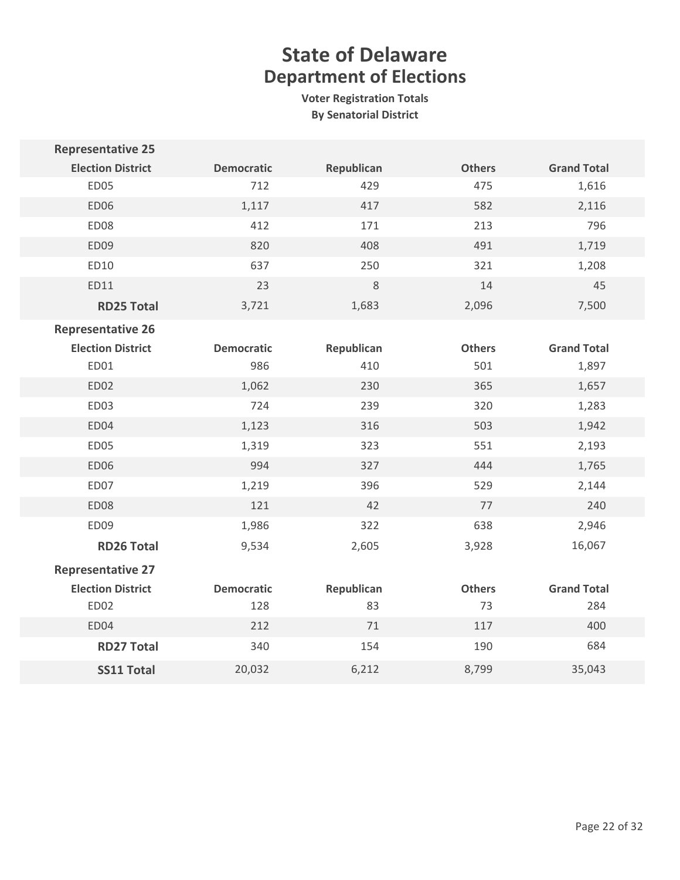# State of Delaware
## Department of Elections

**Voter Registration Totals**
**By Senatorial District**

| Representative 25 | | | | |
|---|---|---|---|---|
| **Election District** | **Democratic** | **Republican** | **Others** | **Grand Total** |
| ED05 | 712 | 429 | 475 | 1,616 |
| ED06 | 1,117 | 417 | 582 | 2,116 |
| ED08 | 412 | 171 | 213 | 796 |
| ED09 | 820 | 408 | 491 | 1,719 |
| ED10 | 637 | 250 | 321 | 1,208 |
| ED11 | 23 | 8 | 14 | 45 |
| **RD25 Total** | 3,721 | 1,683 | 2,096 | 7,500 |

| Representative 26 | | | | |
|---|---|---|---|---|
| **Election District** | **Democratic** | **Republican** | **Others** | **Grand Total** |
| ED01 | 986 | 410 | 501 | 1,897 |
| ED02 | 1,062 | 230 | 365 | 1,657 |
| ED03 | 724 | 239 | 320 | 1,283 |
| ED04 | 1,123 | 316 | 503 | 1,942 |
| ED05 | 1,319 | 323 | 551 | 2,193 |
| ED06 | 994 | 327 | 444 | 1,765 |
| ED07 | 1,219 | 396 | 529 | 2,144 |
| ED08 | 121 | 42 | 77 | 240 |
| ED09 | 1,986 | 322 | 638 | 2,946 |
| **RD26 Total** | 9,534 | 2,605 | 3,928 | 16,067 |

| Representative 27 | | | | |
|---|---|---|---|---|
| **Election District** | **Democratic** | **Republican** | **Others** | **Grand Total** |
| ED02 | 128 | 83 | 73 | 284 |
| ED04 | 212 | 71 | 117 | 400 |
| **RD27 Total** | 340 | 154 | 190 | 684 |
| **SS11 Total** | 20,032 | 6,212 | 8,799 | 35,043 |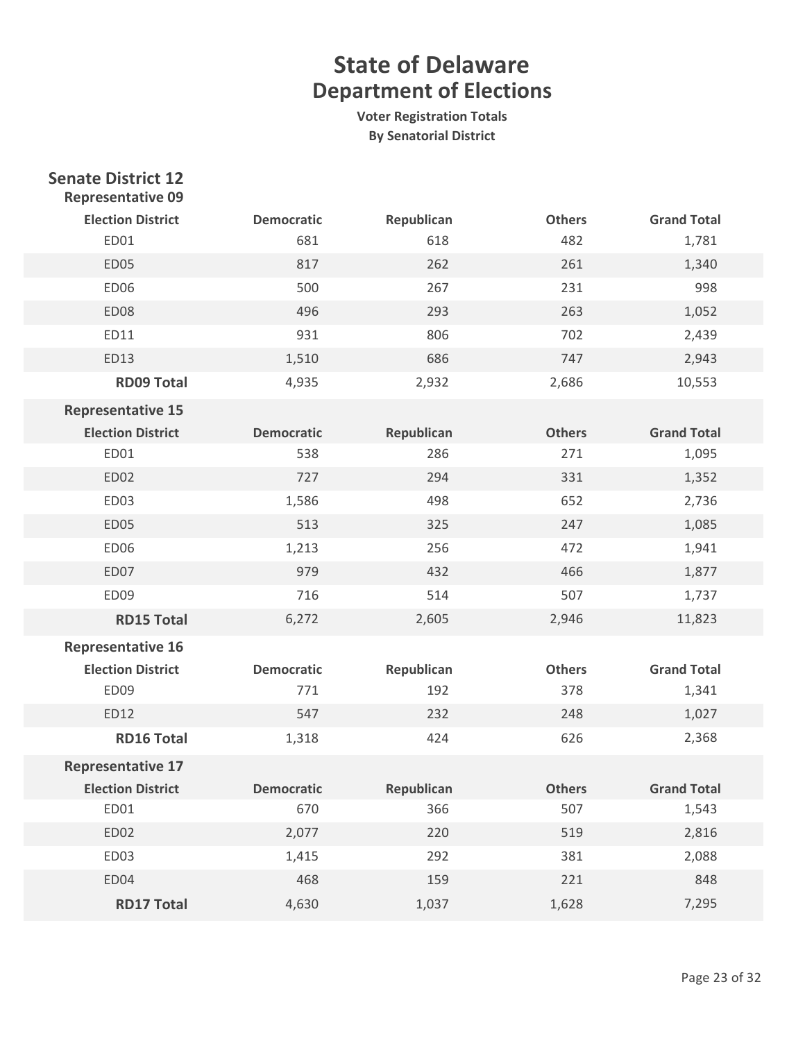# State of Delaware
## Department of Elections
**Voter Registration Totals**
**By Senatorial District**

## Senate District 12

### Representative 09

| Election District | Democratic | Republican | Others | Grand Total |
|---|---|---|---|---|
| ED01 | 681 | 618 | 482 | 1,781 |
| ED05 | 817 | 262 | 261 | 1,340 |
| ED06 | 500 | 267 | 231 | 998 |
| ED08 | 496 | 293 | 263 | 1,052 |
| ED11 | 931 | 806 | 702 | 2,439 |
| ED13 | 1,510 | 686 | 747 | 2,943 |
| **RD09 Total** | 4,935 | 2,932 | 2,686 | 10,553 |

### Representative 15

| Election District | Democratic | Republican | Others | Grand Total |
|---|---|---|---|---|
| ED01 | 538 | 286 | 271 | 1,095 |
| ED02 | 727 | 294 | 331 | 1,352 |
| ED03 | 1,586 | 498 | 652 | 2,736 |
| ED05 | 513 | 325 | 247 | 1,085 |
| ED06 | 1,213 | 256 | 472 | 1,941 |
| ED07 | 979 | 432 | 466 | 1,877 |
| ED09 | 716 | 514 | 507 | 1,737 |
| **RD15 Total** | 6,272 | 2,605 | 2,946 | 11,823 |

### Representative 16

| Election District | Democratic | Republican | Others | Grand Total |
|---|---|---|---|---|
| ED09 | 771 | 192 | 378 | 1,341 |
| ED12 | 547 | 232 | 248 | 1,027 |
| **RD16 Total** | 1,318 | 424 | 626 | 2,368 |

### Representative 17

| Election District | Democratic | Republican | Others | Grand Total |
|---|---|---|---|---|
| ED01 | 670 | 366 | 507 | 1,543 |
| ED02 | 2,077 | 220 | 519 | 2,816 |
| ED03 | 1,415 | 292 | 381 | 2,088 |
| ED04 | 468 | 159 | 221 | 848 |
| **RD17 Total** | 4,630 | 1,037 | 1,628 | 7,295 |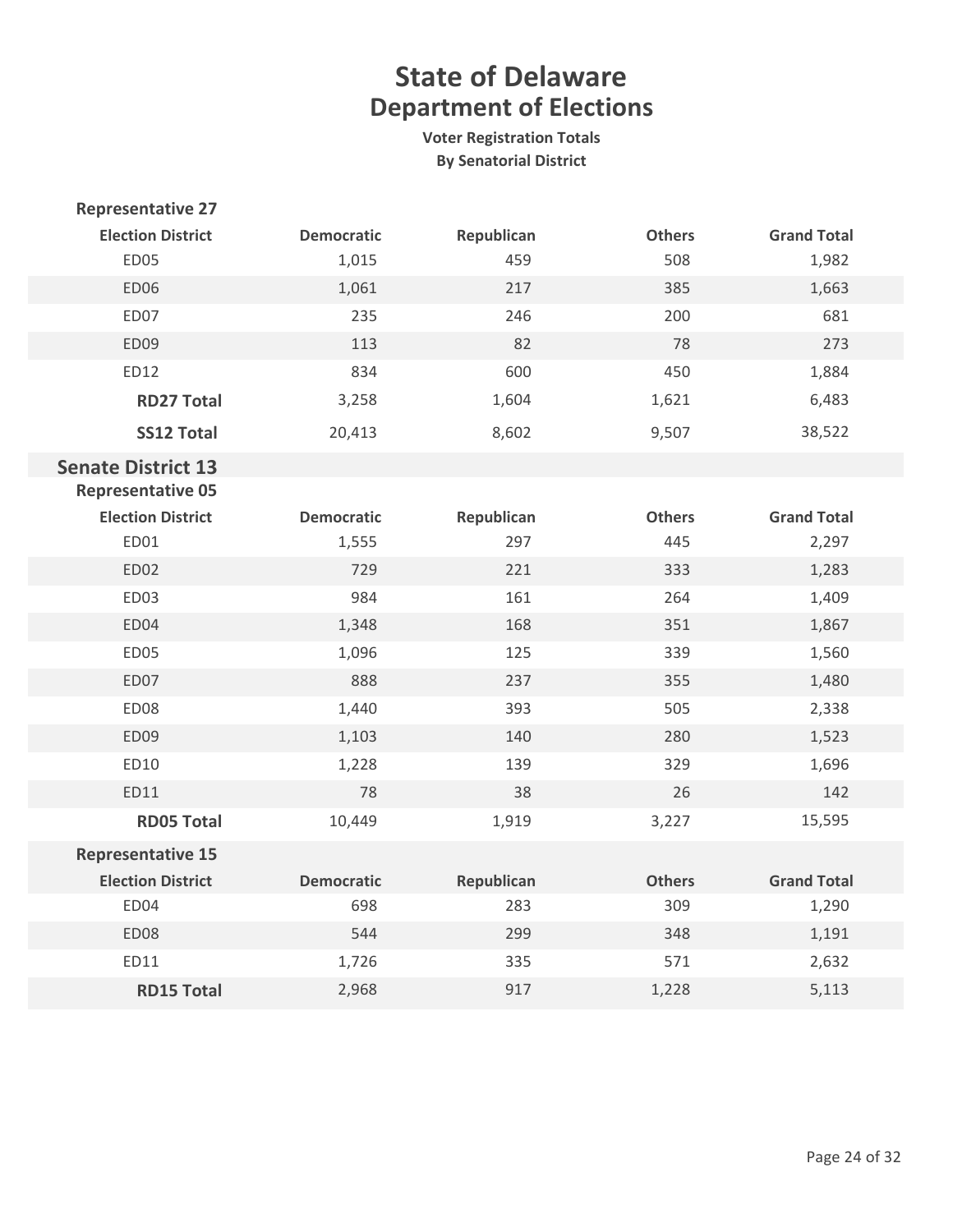# State of Delaware
## Department of Elections
### Voter Registration Totals
### By Senatorial District

**Representative 27**

| Election District | Democratic | Republican | Others | Grand Total |
|---|---|---|---|---|
| ED05 | 1,015 | 459 | 508 | 1,982 |
| ED06 | 1,061 | 217 | 385 | 1,663 |
| ED07 | 235 | 246 | 200 | 681 |
| ED09 | 113 | 82 | 78 | 273 |
| ED12 | 834 | 600 | 450 | 1,884 |
| **RD27 Total** | 3,258 | 1,604 | 1,621 | 6,483 |
| **SS12 Total** | 20,413 | 8,602 | 9,507 | 38,522 |

## Senate District 13

**Representative 05**

| Election District | Democratic | Republican | Others | Grand Total |
|---|---|---|---|---|
| ED01 | 1,555 | 297 | 445 | 2,297 |
| ED02 | 729 | 221 | 333 | 1,283 |
| ED03 | 984 | 161 | 264 | 1,409 |
| ED04 | 1,348 | 168 | 351 | 1,867 |
| ED05 | 1,096 | 125 | 339 | 1,560 |
| ED07 | 888 | 237 | 355 | 1,480 |
| ED08 | 1,440 | 393 | 505 | 2,338 |
| ED09 | 1,103 | 140 | 280 | 1,523 |
| ED10 | 1,228 | 139 | 329 | 1,696 |
| ED11 | 78 | 38 | 26 | 142 |
| **RD05 Total** | 10,449 | 1,919 | 3,227 | 15,595 |

**Representative 15**

| Election District | Democratic | Republican | Others | Grand Total |
|---|---|---|---|---|
| ED04 | 698 | 283 | 309 | 1,290 |
| ED08 | 544 | 299 | 348 | 1,191 |
| ED11 | 1,726 | 335 | 571 | 2,632 |
| **RD15 Total** | 2,968 | 917 | 1,228 | 5,113 |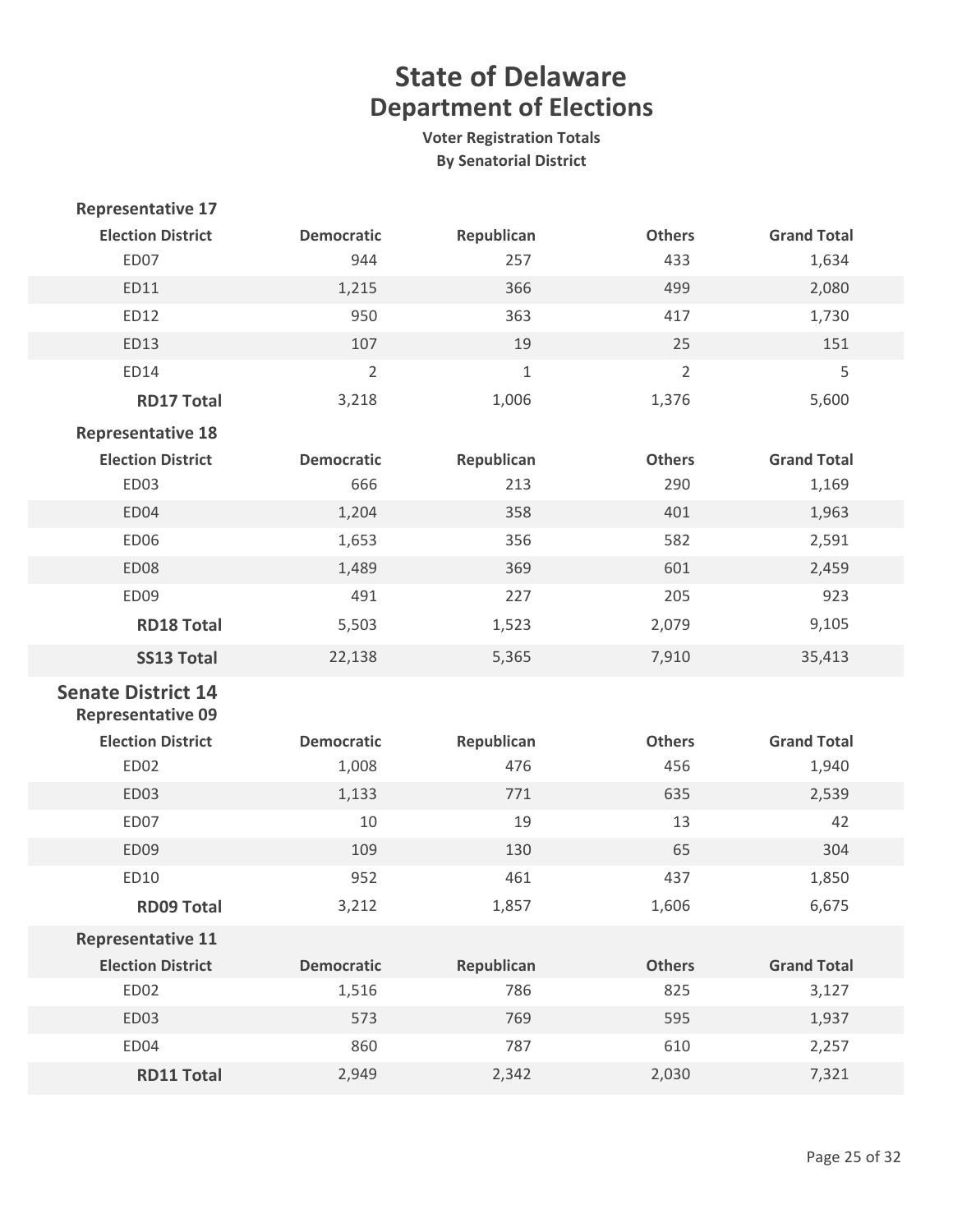# State of Delaware

## Department of Elections

**Voter Registration Totals**

**By Senatorial District**

### Representative 17

| Election District | Democratic | Republican | Others | Grand Total |
|---|---|---|---|---|
| ED07 | 944 | 257 | 433 | 1,634 |
| ED11 | 1,215 | 366 | 499 | 2,080 |
| ED12 | 950 | 363 | 417 | 1,730 |
| ED13 | 107 | 19 | 25 | 151 |
| ED14 | 2 | 1 | 2 | 5 |
| **RD17 Total** | 3,218 | 1,006 | 1,376 | 5,600 |

### Representative 18

| Election District | Democratic | Republican | Others | Grand Total |
|---|---|---|---|---|
| ED03 | 666 | 213 | 290 | 1,169 |
| ED04 | 1,204 | 358 | 401 | 1,963 |
| ED06 | 1,653 | 356 | 582 | 2,591 |
| ED08 | 1,489 | 369 | 601 | 2,459 |
| ED09 | 491 | 227 | 205 | 923 |
| **RD18 Total** | 5,503 | 1,523 | 2,079 | 9,105 |
| **SS13 Total** | 22,138 | 5,365 | 7,910 | 35,413 |

## Senate District 14

### Representative 09

| Election District | Democratic | Republican | Others | Grand Total |
|---|---|---|---|---|
| ED02 | 1,008 | 476 | 456 | 1,940 |
| ED03 | 1,133 | 771 | 635 | 2,539 |
| ED07 | 10 | 19 | 13 | 42 |
| ED09 | 109 | 130 | 65 | 304 |
| ED10 | 952 | 461 | 437 | 1,850 |
| **RD09 Total** | 3,212 | 1,857 | 1,606 | 6,675 |

### Representative 11

| Election District | Democratic | Republican | Others | Grand Total |
|---|---|---|---|---|
| ED02 | 1,516 | 786 | 825 | 3,127 |
| ED03 | 573 | 769 | 595 | 1,937 |
| ED04 | 860 | 787 | 610 | 2,257 |
| **RD11 Total** | 2,949 | 2,342 | 2,030 | 7,321 |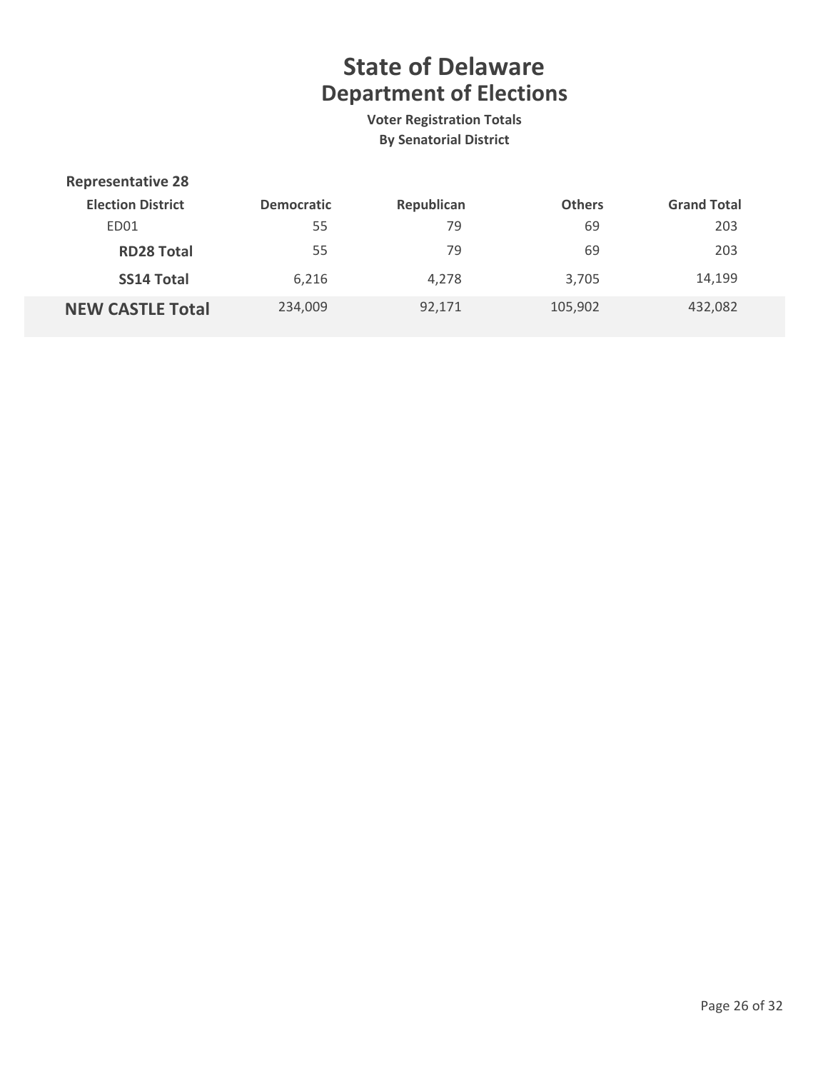# State of Delaware
## Department of Elections

**Voter Registration Totals**
**By Senatorial District**

**Representative 28**

| Election District | Democratic | Republican | Others | Grand Total |
|---|---|---|---|---|
| ED01 | 55 | 79 | 69 | 203 |
| **RD28 Total** | 55 | 79 | 69 | 203 |
| **SS14 Total** | 6,216 | 4,278 | 3,705 | 14,199 |
| **NEW CASTLE Total** | 234,009 | 92,171 | 105,902 | 432,082 |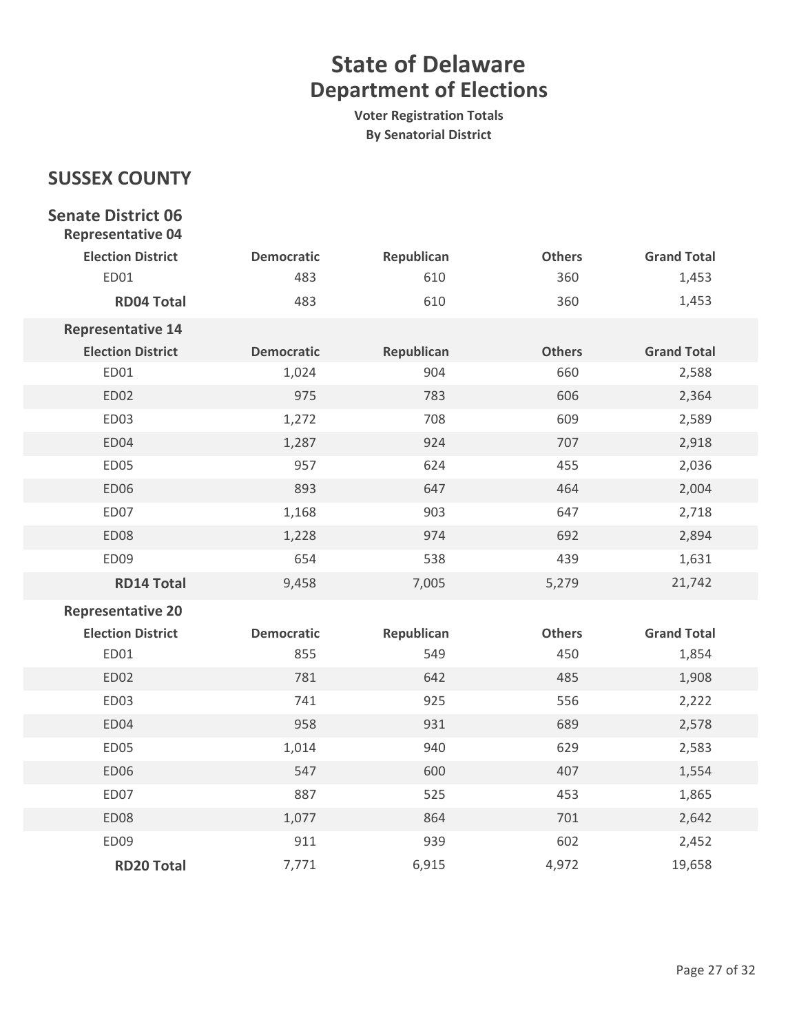# State of Delaware
## Department of Elections

**Voter Registration Totals**
**By Senatorial District**

## SUSSEX COUNTY

### Senate District 06

#### Representative 04

| Election District | Democratic | Republican | Others | Grand Total |
|---|---|---|---|---|
| ED01 | 483 | 610 | 360 | 1,453 |
| **RD04 Total** | 483 | 610 | 360 | 1,453 |

#### Representative 14

| Election District | Democratic | Republican | Others | Grand Total |
|---|---|---|---|---|
| ED01 | 1,024 | 904 | 660 | 2,588 |
| ED02 | 975 | 783 | 606 | 2,364 |
| ED03 | 1,272 | 708 | 609 | 2,589 |
| ED04 | 1,287 | 924 | 707 | 2,918 |
| ED05 | 957 | 624 | 455 | 2,036 |
| ED06 | 893 | 647 | 464 | 2,004 |
| ED07 | 1,168 | 903 | 647 | 2,718 |
| ED08 | 1,228 | 974 | 692 | 2,894 |
| ED09 | 654 | 538 | 439 | 1,631 |
| **RD14 Total** | 9,458 | 7,005 | 5,279 | 21,742 |

#### Representative 20

| Election District | Democratic | Republican | Others | Grand Total |
|---|---|---|---|---|
| ED01 | 855 | 549 | 450 | 1,854 |
| ED02 | 781 | 642 | 485 | 1,908 |
| ED03 | 741 | 925 | 556 | 2,222 |
| ED04 | 958 | 931 | 689 | 2,578 |
| ED05 | 1,014 | 940 | 629 | 2,583 |
| ED06 | 547 | 600 | 407 | 1,554 |
| ED07 | 887 | 525 | 453 | 1,865 |
| ED08 | 1,077 | 864 | 701 | 2,642 |
| ED09 | 911 | 939 | 602 | 2,452 |
| **RD20 Total** | 7,771 | 6,915 | 4,972 | 19,658 |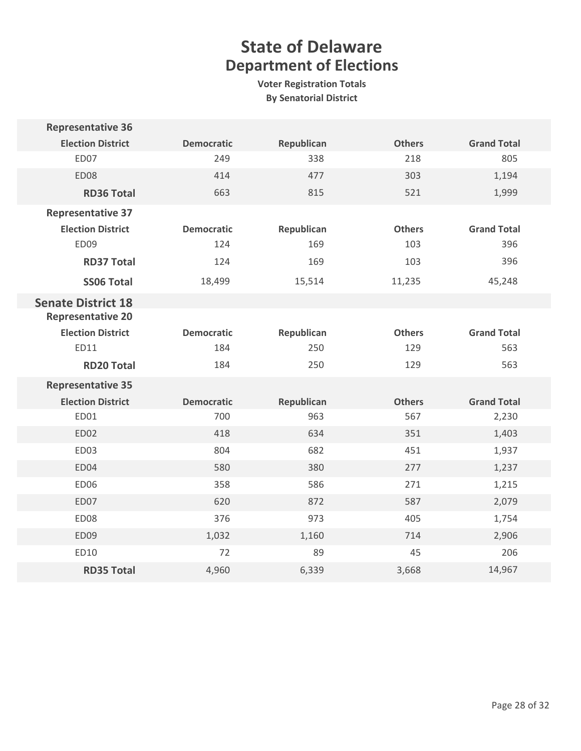# State of Delaware
## Department of Elections
### Voter Registration Totals
### By Senatorial District

**Representative 36**

| Election District | Democratic | Republican | Others | Grand Total |
|---|---|---|---|---|
| ED07 | 249 | 338 | 218 | 805 |
| ED08 | 414 | 477 | 303 | 1,194 |
| **RD36 Total** | 663 | 815 | 521 | 1,999 |

**Representative 37**

| Election District | Democratic | Republican | Others | Grand Total |
|---|---|---|---|---|
| ED09 | 124 | 169 | 103 | 396 |
| **RD37 Total** | 124 | 169 | 103 | 396 |
| **SS06 Total** | 18,499 | 15,514 | 11,235 | 45,248 |

## Senate District 18

**Representative 20**

| Election District | Democratic | Republican | Others | Grand Total |
|---|---|---|---|---|
| ED11 | 184 | 250 | 129 | 563 |
| **RD20 Total** | 184 | 250 | 129 | 563 |

**Representative 35**

| Election District | Democratic | Republican | Others | Grand Total |
|---|---|---|---|---|
| ED01 | 700 | 963 | 567 | 2,230 |
| ED02 | 418 | 634 | 351 | 1,403 |
| ED03 | 804 | 682 | 451 | 1,937 |
| ED04 | 580 | 380 | 277 | 1,237 |
| ED06 | 358 | 586 | 271 | 1,215 |
| ED07 | 620 | 872 | 587 | 2,079 |
| ED08 | 376 | 973 | 405 | 1,754 |
| ED09 | 1,032 | 1,160 | 714 | 2,906 |
| ED10 | 72 | 89 | 45 | 206 |
| **RD35 Total** | 4,960 | 6,339 | 3,668 | 14,967 |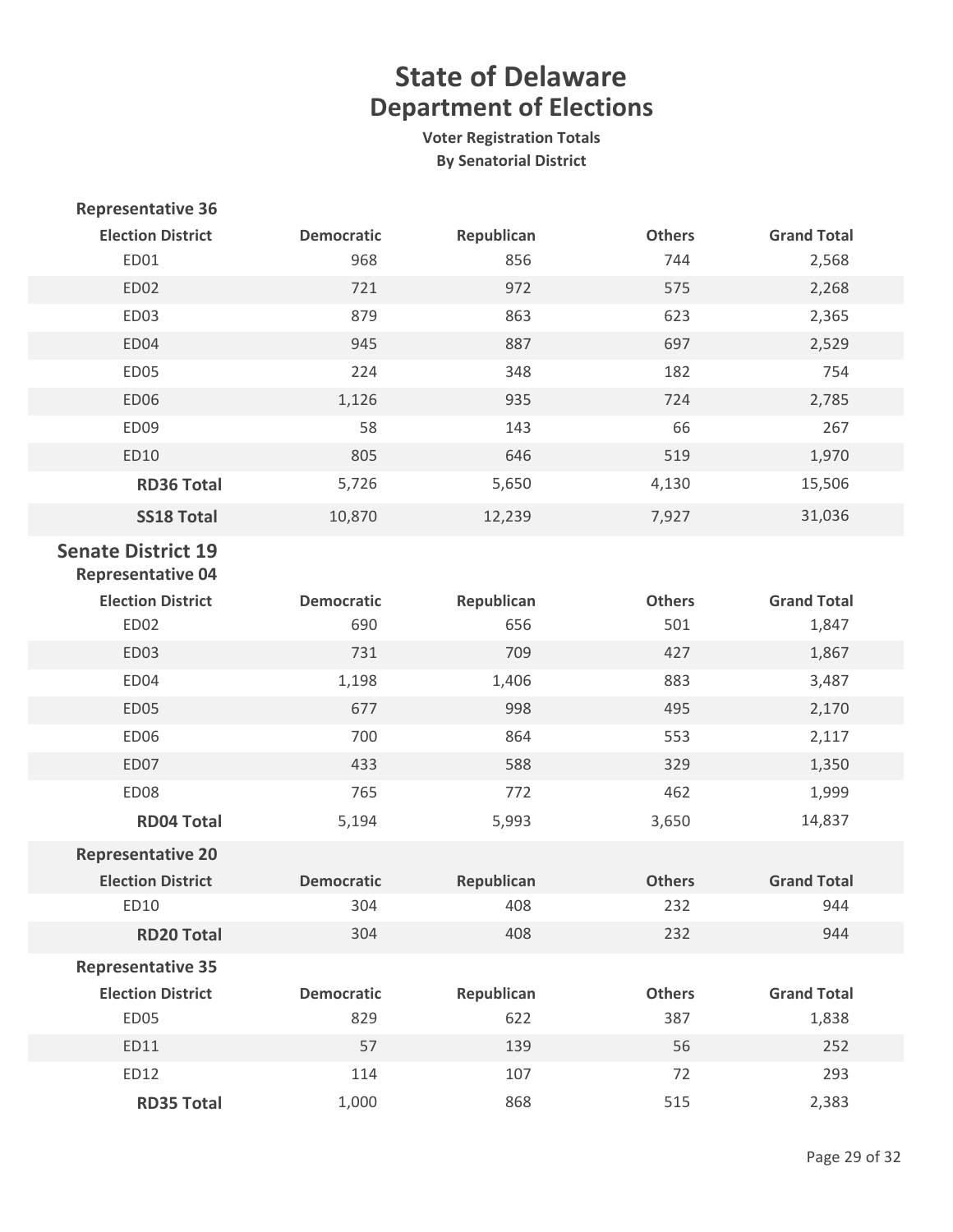# State of Delaware
## Department of Elections
**Voter Registration Totals**
**By Senatorial District**

**Representative 36**

| Election District | Democratic | Republican | Others | Grand Total |
|---|---|---|---|---|
| ED01 | 968 | 856 | 744 | 2,568 |
| ED02 | 721 | 972 | 575 | 2,268 |
| ED03 | 879 | 863 | 623 | 2,365 |
| ED04 | 945 | 887 | 697 | 2,529 |
| ED05 | 224 | 348 | 182 | 754 |
| ED06 | 1,126 | 935 | 724 | 2,785 |
| ED09 | 58 | 143 | 66 | 267 |
| ED10 | 805 | 646 | 519 | 1,970 |
| **RD36 Total** | 5,726 | 5,650 | 4,130 | 15,506 |
| **SS18 Total** | 10,870 | 12,239 | 7,927 | 31,036 |

## Senate District 19

**Representative 04**

| Election District | Democratic | Republican | Others | Grand Total |
|---|---|---|---|---|
| ED02 | 690 | 656 | 501 | 1,847 |
| ED03 | 731 | 709 | 427 | 1,867 |
| ED04 | 1,198 | 1,406 | 883 | 3,487 |
| ED05 | 677 | 998 | 495 | 2,170 |
| ED06 | 700 | 864 | 553 | 2,117 |
| ED07 | 433 | 588 | 329 | 1,350 |
| ED08 | 765 | 772 | 462 | 1,999 |
| **RD04 Total** | 5,194 | 5,993 | 3,650 | 14,837 |

**Representative 20**

| Election District | Democratic | Republican | Others | Grand Total |
|---|---|---|---|---|
| ED10 | 304 | 408 | 232 | 944 |
| **RD20 Total** | 304 | 408 | 232 | 944 |

**Representative 35**

| Election District | Democratic | Republican | Others | Grand Total |
|---|---|---|---|---|
| ED05 | 829 | 622 | 387 | 1,838 |
| ED11 | 57 | 139 | 56 | 252 |
| ED12 | 114 | 107 | 72 | 293 |
| **RD35 Total** | 1,000 | 868 | 515 | 2,383 |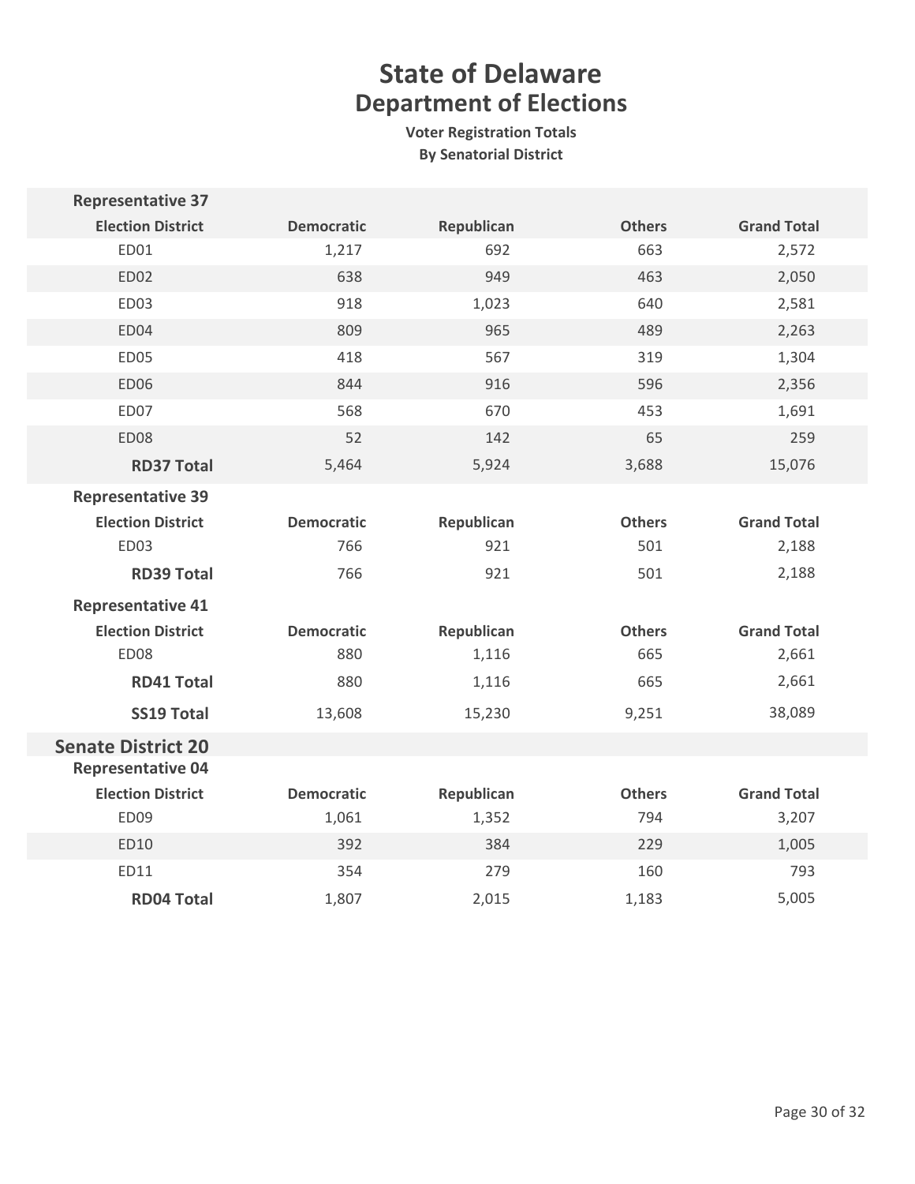# State of Delaware
## Department of Elections
### Voter Registration Totals
### By Senatorial District

**Representative 37**

| Election District | Democratic | Republican | Others | Grand Total |
|---|---|---|---|---|
| ED01 | 1,217 | 692 | 663 | 2,572 |
| ED02 | 638 | 949 | 463 | 2,050 |
| ED03 | 918 | 1,023 | 640 | 2,581 |
| ED04 | 809 | 965 | 489 | 2,263 |
| ED05 | 418 | 567 | 319 | 1,304 |
| ED06 | 844 | 916 | 596 | 2,356 |
| ED07 | 568 | 670 | 453 | 1,691 |
| ED08 | 52 | 142 | 65 | 259 |
| **RD37 Total** | 5,464 | 5,924 | 3,688 | 15,076 |

**Representative 39**

| Election District | Democratic | Republican | Others | Grand Total |
|---|---|---|---|---|
| ED03 | 766 | 921 | 501 | 2,188 |
| **RD39 Total** | 766 | 921 | 501 | 2,188 |

**Representative 41**

| Election District | Democratic | Republican | Others | Grand Total |
|---|---|---|---|---|
| ED08 | 880 | 1,116 | 665 | 2,661 |
| **RD41 Total** | 880 | 1,116 | 665 | 2,661 |
| **SS19 Total** | 13,608 | 15,230 | 9,251 | 38,089 |

## Senate District 20

**Representative 04**

| Election District | Democratic | Republican | Others | Grand Total |
|---|---|---|---|---|
| ED09 | 1,061 | 1,352 | 794 | 3,207 |
| ED10 | 392 | 384 | 229 | 1,005 |
| ED11 | 354 | 279 | 160 | 793 |
| **RD04 Total** | 1,807 | 2,015 | 1,183 | 5,005 |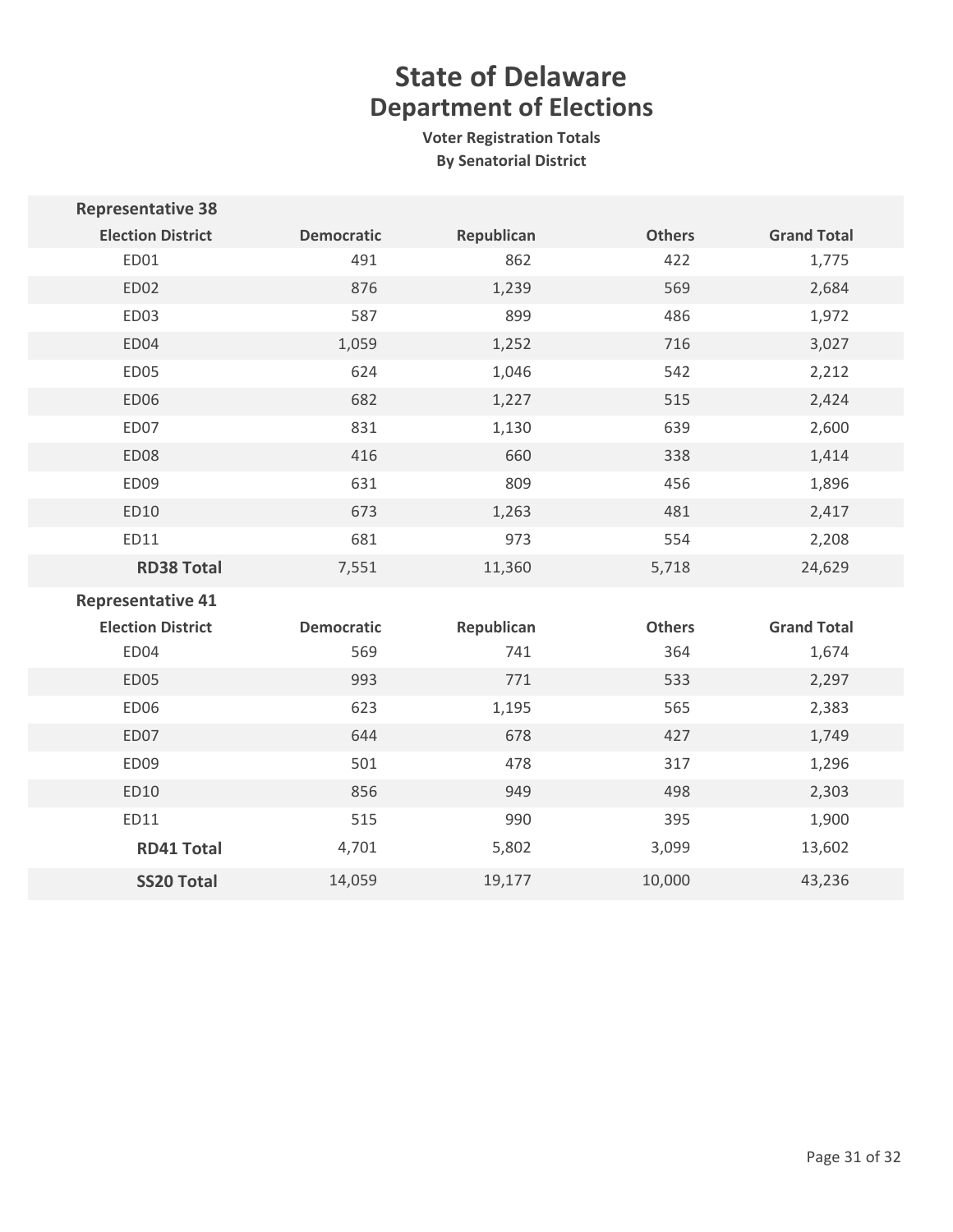# State of Delaware

## Department of Elections

**Voter Registration Totals**
**By Senatorial District**

| Election District | Democratic | Republican | Others | Grand Total |
|---|---|---|---|---|
| **Representative 38** | | | | |
| ED01 | 491 | 862 | 422 | 1,775 |
| ED02 | 876 | 1,239 | 569 | 2,684 |
| ED03 | 587 | 899 | 486 | 1,972 |
| ED04 | 1,059 | 1,252 | 716 | 3,027 |
| ED05 | 624 | 1,046 | 542 | 2,212 |
| ED06 | 682 | 1,227 | 515 | 2,424 |
| ED07 | 831 | 1,130 | 639 | 2,600 |
| ED08 | 416 | 660 | 338 | 1,414 |
| ED09 | 631 | 809 | 456 | 1,896 |
| ED10 | 673 | 1,263 | 481 | 2,417 |
| ED11 | 681 | 973 | 554 | 2,208 |
| **RD38 Total** | 7,551 | 11,360 | 5,718 | 24,629 |
| **Representative 41** | | | | |
| ED04 | 569 | 741 | 364 | 1,674 |
| ED05 | 993 | 771 | 533 | 2,297 |
| ED06 | 623 | 1,195 | 565 | 2,383 |
| ED07 | 644 | 678 | 427 | 1,749 |
| ED09 | 501 | 478 | 317 | 1,296 |
| ED10 | 856 | 949 | 498 | 2,303 |
| ED11 | 515 | 990 | 395 | 1,900 |
| **RD41 Total** | 4,701 | 5,802 | 3,099 | 13,602 |
| **SS20 Total** | 14,059 | 19,177 | 10,000 | 43,236 |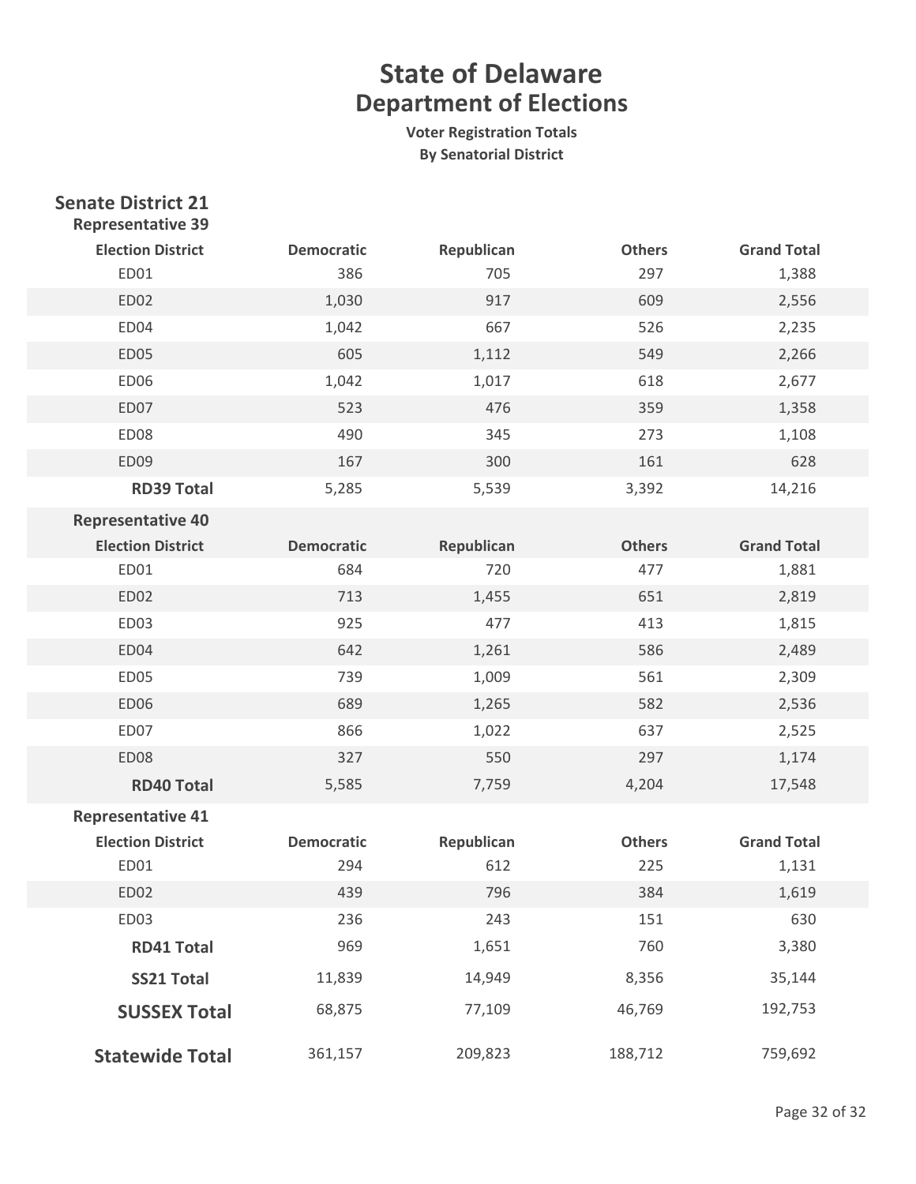# State of Delaware
## Department of Elections

**Voter Registration Totals**
**By Senatorial District**

### Senate District 21

#### Representative 39

| Election District | Democratic | Republican | Others | Grand Total |
|---|---|---|---|---|
| ED01 | 386 | 705 | 297 | 1,388 |
| ED02 | 1,030 | 917 | 609 | 2,556 |
| ED04 | 1,042 | 667 | 526 | 2,235 |
| ED05 | 605 | 1,112 | 549 | 2,266 |
| ED06 | 1,042 | 1,017 | 618 | 2,677 |
| ED07 | 523 | 476 | 359 | 1,358 |
| ED08 | 490 | 345 | 273 | 1,108 |
| ED09 | 167 | 300 | 161 | 628 |
| **RD39 Total** | 5,285 | 5,539 | 3,392 | 14,216 |

#### Representative 40

| Election District | Democratic | Republican | Others | Grand Total |
|---|---|---|---|---|
| ED01 | 684 | 720 | 477 | 1,881 |
| ED02 | 713 | 1,455 | 651 | 2,819 |
| ED03 | 925 | 477 | 413 | 1,815 |
| ED04 | 642 | 1,261 | 586 | 2,489 |
| ED05 | 739 | 1,009 | 561 | 2,309 |
| ED06 | 689 | 1,265 | 582 | 2,536 |
| ED07 | 866 | 1,022 | 637 | 2,525 |
| ED08 | 327 | 550 | 297 | 1,174 |
| **RD40 Total** | 5,585 | 7,759 | 4,204 | 17,548 |

#### Representative 41

| Election District | Democratic | Republican | Others | Grand Total |
|---|---|---|---|---|
| ED01 | 294 | 612 | 225 | 1,131 |
| ED02 | 439 | 796 | 384 | 1,619 |
| ED03 | 236 | 243 | 151 | 630 |
| **RD41 Total** | 969 | 1,651 | 760 | 3,380 |
| **SS21 Total** | 11,839 | 14,949 | 8,356 | 35,144 |
| **SUSSEX Total** | 68,875 | 77,109 | 46,769 | 192,753 |
| **Statewide Total** | 361,157 | 209,823 | 188,712 | 759,692 |